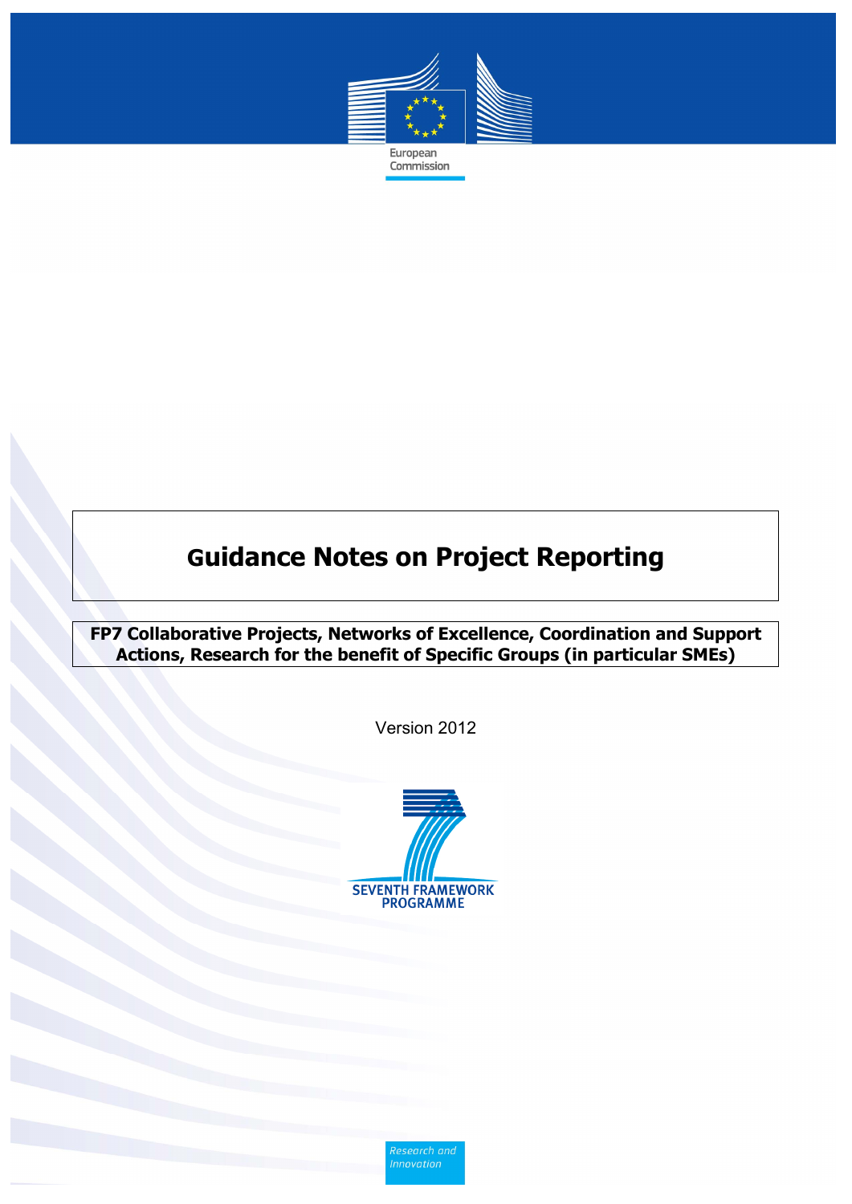European Commission

# Guidance Notes on Project Reporting

**FP7 Collaborative Projects, Networks of Excellence, Coordination and Support Actions, Research for the benefit of Specific Groups (in particular SMEs)**

Version 2012

SEVENTH FRAMEWORK PROGRAMME

*Research and Innovation*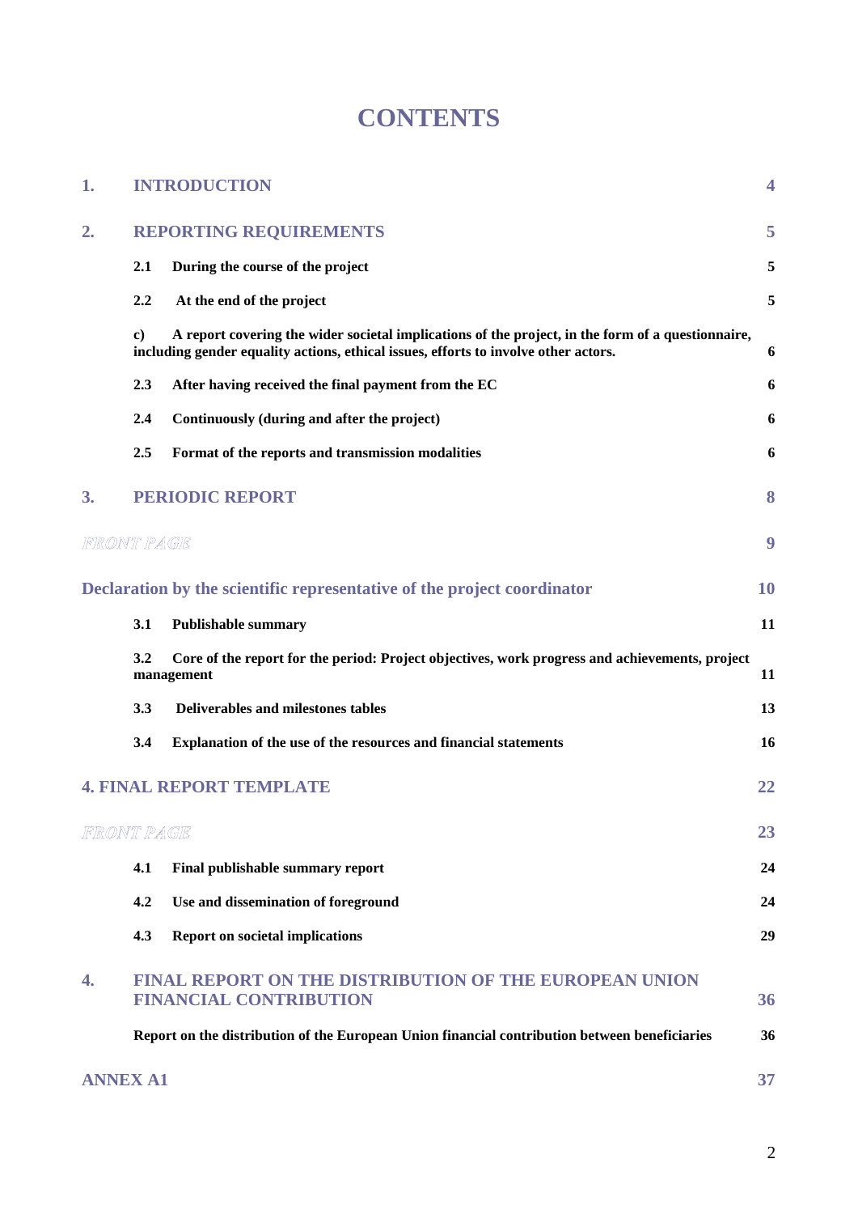# CONTENTS

| | | |
|---|---|---|
| **1.** | **INTRODUCTION** | **4** |
| **2.** | **REPORTING REQUIREMENTS** | **5** |
| | **2.1 During the course of the project** | **5** |
| | **2.2 At the end of the project** | **5** |
| | **c) A report covering the wider societal implications of the project, in the form of a questionnaire, including gender equality actions, ethical issues, efforts to involve other actors.** | **6** |
| | **2.3 After having received the final payment from the EC** | **6** |
| | **2.4 Continuously (during and after the project)** | **6** |
| | **2.5 Format of the reports and transmission modalities** | **6** |
| **3.** | **PERIODIC REPORT** | **8** |
| ***FRONT PAGE*** | | **9** |
| **Declaration by the scientific representative of the project coordinator** | | **10** |
| | **3.1 Publishable summary** | **11** |
| | **3.2 Core of the report for the period: Project objectives, work progress and achievements, project management** | **11** |
| | **3.3 Deliverables and milestones tables** | **13** |
| | **3.4 Explanation of the use of the resources and financial statements** | **16** |
| **4. FINAL REPORT TEMPLATE** | | **22** |
| ***FRONT PAGE*** | | **23** |
| | **4.1 Final publishable summary report** | **24** |
| | **4.2 Use and dissemination of foreground** | **24** |
| | **4.3 Report on societal implications** | **29** |
| **4.** | **FINAL REPORT ON THE DISTRIBUTION OF THE EUROPEAN UNION FINANCIAL CONTRIBUTION** | **36** |
| | **Report on the distribution of the European Union financial contribution between beneficiaries** | **36** |
| **ANNEX A1** | | **37** |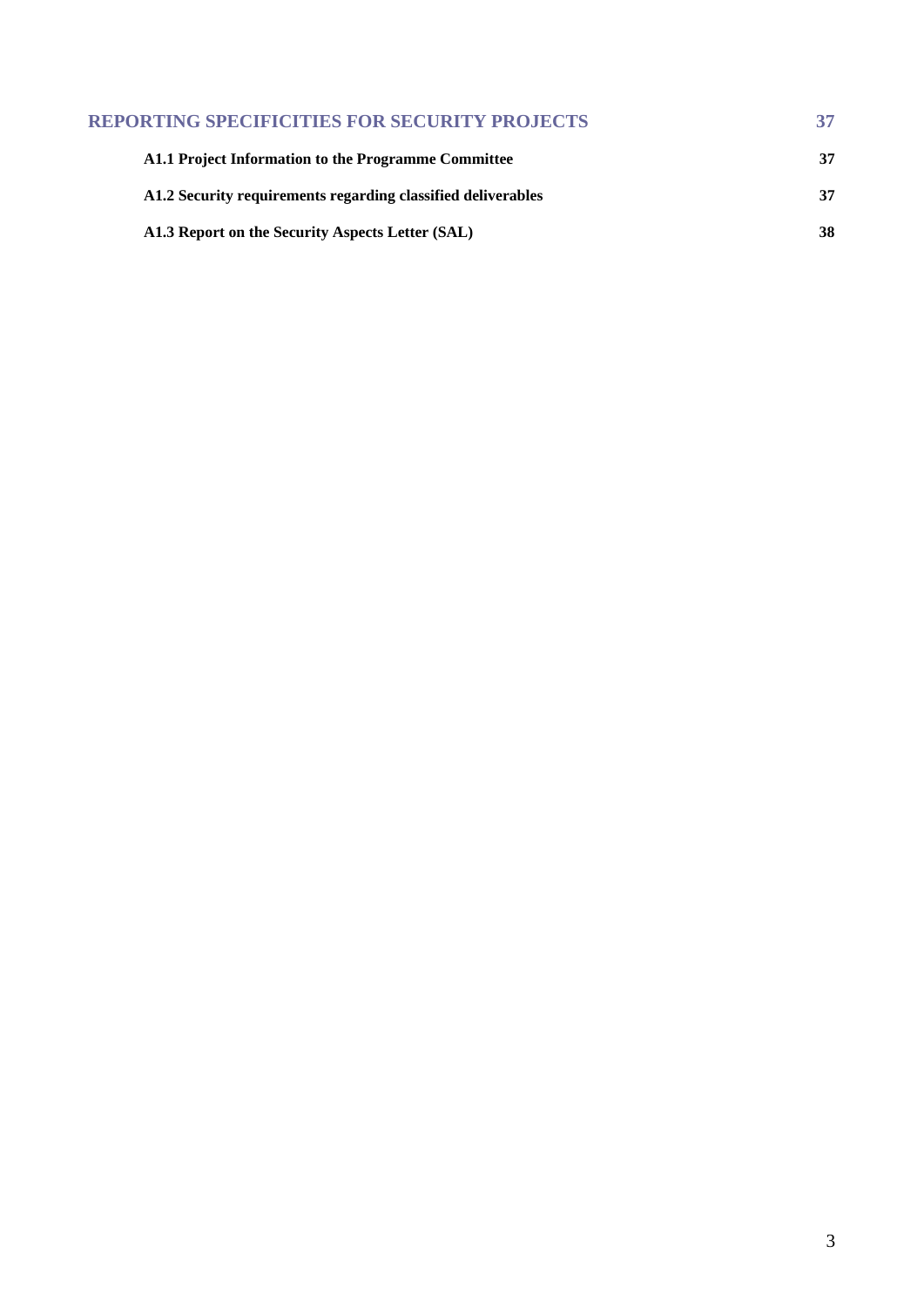**REPORTING SPECIFICITIES FOR SECURITY PROJECTS** 37

- **A1.1 Project Information to the Programme Committee** 37
- **A1.2 Security requirements regarding classified deliverables** 37
- **A1.3 Report on the Security Aspects Letter (SAL)** 38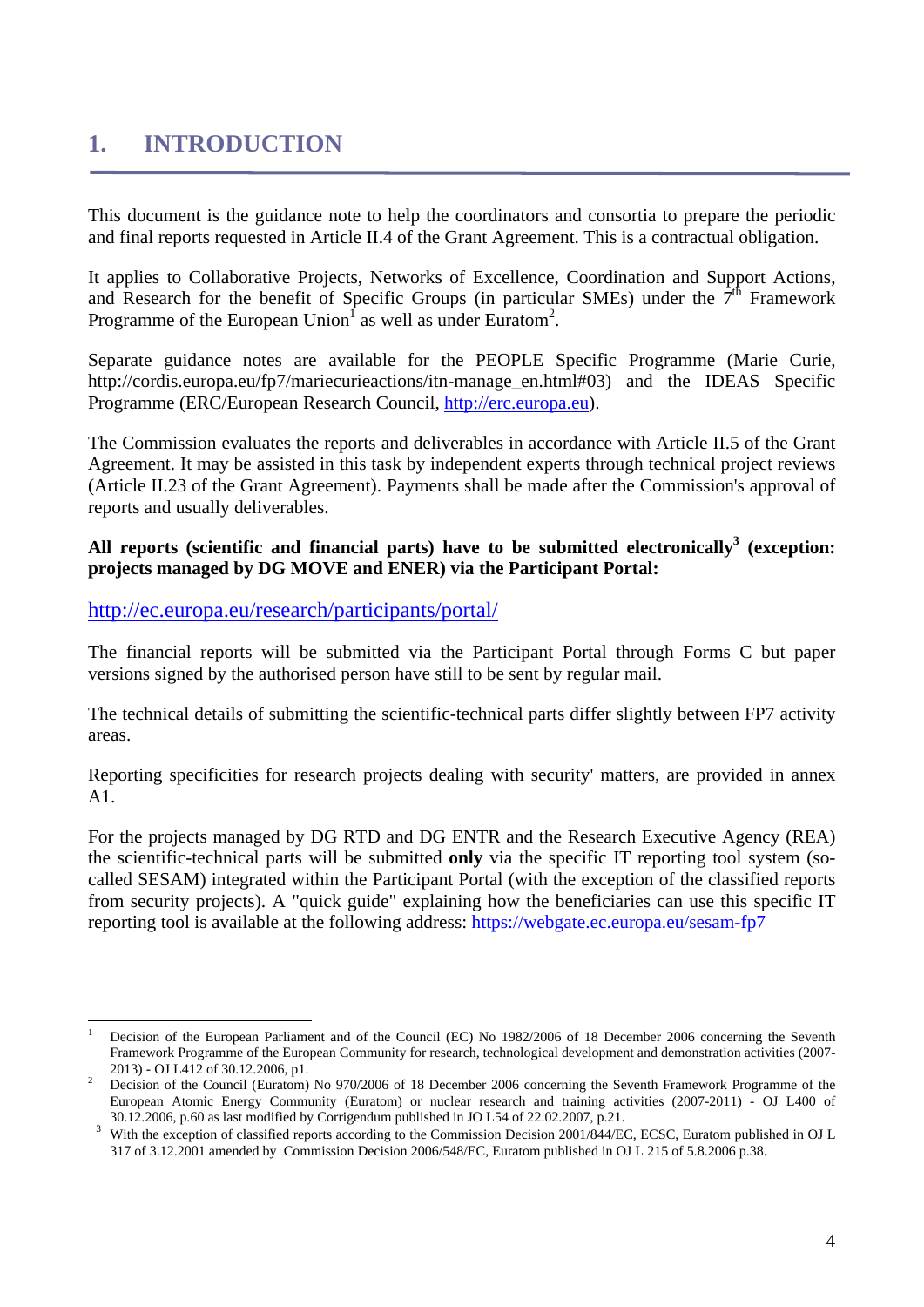# 1. INTRODUCTION

This document is the guidance note to help the coordinators and consortia to prepare the periodic and final reports requested in Article II.4 of the Grant Agreement. This is a contractual obligation.

It applies to Collaborative Projects, Networks of Excellence, Coordination and Support Actions, and Research for the benefit of Specific Groups (in particular SMEs) under the 7th Framework Programme of the European Union[1] as well as under Euratom[2].

Separate guidance notes are available for the PEOPLE Specific Programme (Marie Curie, http://cordis.europa.eu/fp7/mariecurieactions/itn-manage_en.html#03) and the IDEAS Specific Programme (ERC/European Research Council, http://erc.europa.eu).

The Commission evaluates the reports and deliverables in accordance with Article II.5 of the Grant Agreement. It may be assisted in this task by independent experts through technical project reviews (Article II.23 of the Grant Agreement). Payments shall be made after the Commission's approval of reports and usually deliverables.

**All reports (scientific and financial parts) have to be submitted electronically[3] (exception: projects managed by DG MOVE and ENER) via the Participant Portal:**

http://ec.europa.eu/research/participants/portal/

The financial reports will be submitted via the Participant Portal through Forms C but paper versions signed by the authorised person have still to be sent by regular mail.

The technical details of submitting the scientific-technical parts differ slightly between FP7 activity areas.

Reporting specificities for research projects dealing with security' matters, are provided in annex A1.

For the projects managed by DG RTD and DG ENTR and the Research Executive Agency (REA) the scientific-technical parts will be submitted **only** via the specific IT reporting tool system (so-called SESAM) integrated within the Participant Portal (with the exception of the classified reports from security projects). A "quick guide" explaining how the beneficiaries can use this specific IT reporting tool is available at the following address: https://webgate.ec.europa.eu/sesam-fp7

---

[1] Decision of the European Parliament and of the Council (EC) No 1982/2006 of 18 December 2006 concerning the Seventh Framework Programme of the European Community for research, technological development and demonstration activities (2007-2013) - OJ L412 of 30.12.2006, p1.

[2] Decision of the Council (Euratom) No 970/2006 of 18 December 2006 concerning the Seventh Framework Programme of the European Atomic Energy Community (Euratom) or nuclear research and training activities (2007-2011) - OJ L400 of 30.12.2006, p.60 as last modified by Corrigendum published in JO L54 of 22.02.2007, p.21.

[3] With the exception of classified reports according to the Commission Decision 2001/844/EC, ECSC, Euratom published in OJ L 317 of 3.12.2001 amended by Commission Decision 2006/548/EC, Euratom published in OJ L 215 of 5.8.2006 p.38.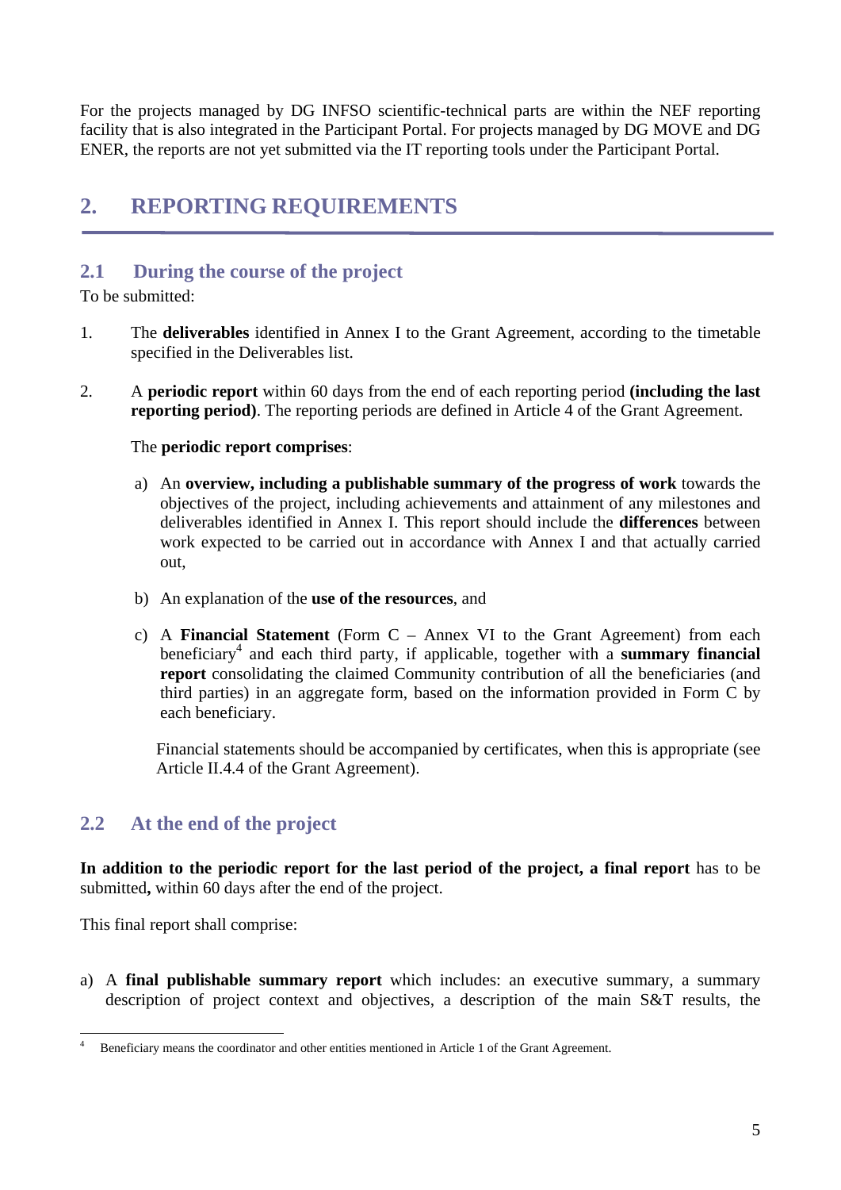For the projects managed by DG INFSO scientific-technical parts are within the NEF reporting facility that is also integrated in the Participant Portal. For projects managed by DG MOVE and DG ENER, the reports are not yet submitted via the IT reporting tools under the Participant Portal.

# 2. REPORTING REQUIREMENTS

## 2.1 During the course of the project

To be submitted:

1. The **deliverables** identified in Annex I to the Grant Agreement, according to the timetable specified in the Deliverables list.

2. A **periodic report** within 60 days from the end of each reporting period **(including the last reporting period)**. The reporting periods are defined in Article 4 of the Grant Agreement.

   The **periodic report comprises**:

   a) An **overview, including a publishable summary of the progress of work** towards the objectives of the project, including achievements and attainment of any milestones and deliverables identified in Annex I. This report should include the **differences** between work expected to be carried out in accordance with Annex I and that actually carried out,

   b) An explanation of the **use of the resources**, and

   c) A **Financial Statement** (Form C – Annex VI to the Grant Agreement) from each beneficiary[4] and each third party, if applicable, together with a **summary financial report** consolidating the claimed Community contribution of all the beneficiaries (and third parties) in an aggregate form, based on the information provided in Form C by each beneficiary.

   Financial statements should be accompanied by certificates, when this is appropriate (see Article II.4.4 of the Grant Agreement).

## 2.2 At the end of the project

**In addition to the periodic report for the last period of the project, a final report** has to be submitted**,** within 60 days after the end of the project.

This final report shall comprise:

a) A **final publishable summary report** which includes: an executive summary, a summary description of project context and objectives, a description of the main S&T results, the

[4] Beneficiary means the coordinator and other entities mentioned in Article 1 of the Grant Agreement.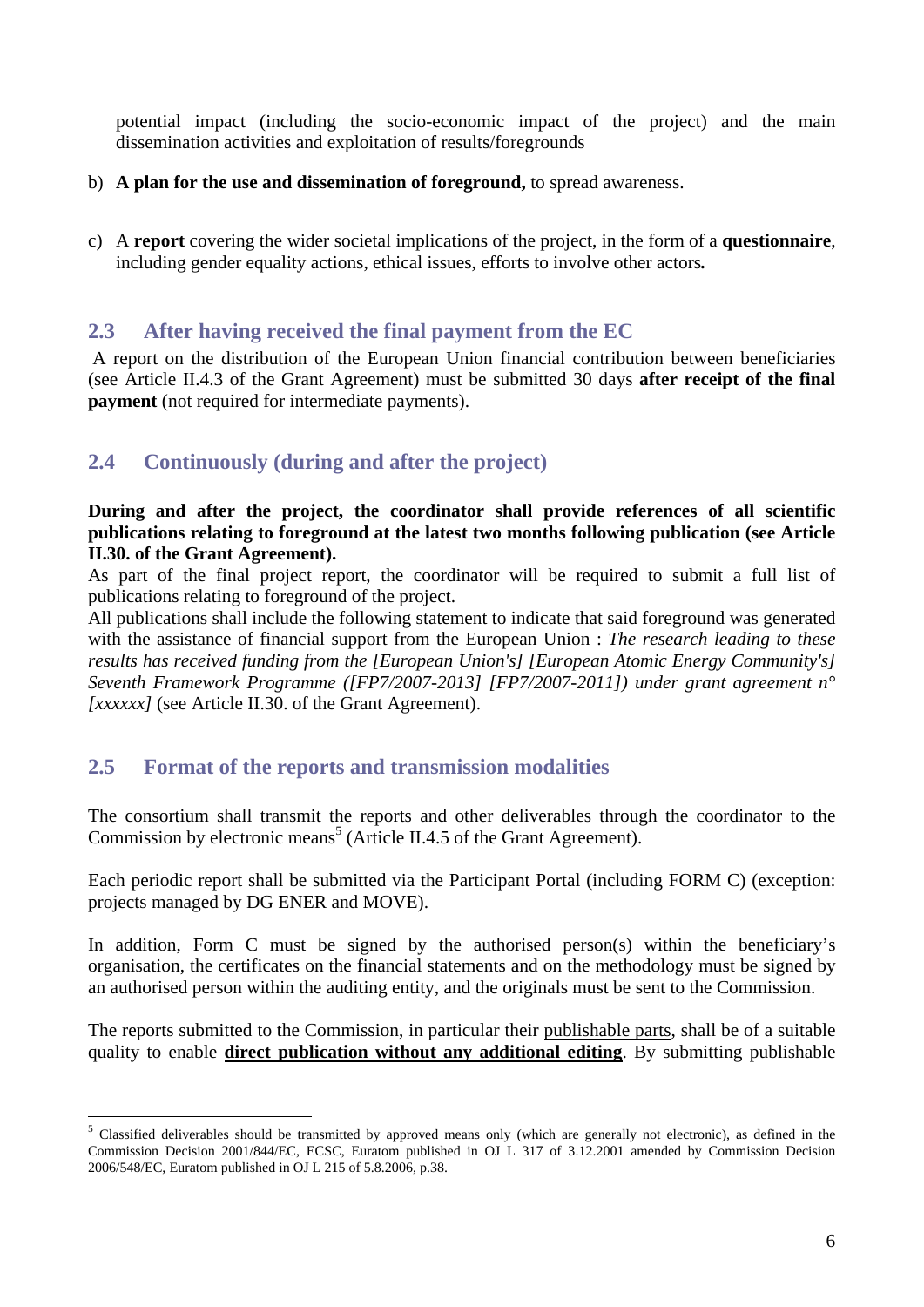potential impact (including the socio-economic impact of the project) and the main dissemination activities and exploitation of results/foregrounds

b) **A plan for the use and dissemination of foreground,** to spread awareness.

c) A **report** covering the wider societal implications of the project, in the form of a **questionnaire**, including gender equality actions, ethical issues, efforts to involve other actors**.**

## 2.3 After having received the final payment from the EC

A report on the distribution of the European Union financial contribution between beneficiaries (see Article II.4.3 of the Grant Agreement) must be submitted 30 days **after receipt of the final payment** (not required for intermediate payments).

## 2.4 Continuously (during and after the project)

**During and after the project, the coordinator shall provide references of all scientific publications relating to foreground at the latest two months following publication (see Article II.30. of the Grant Agreement).**

As part of the final project report, the coordinator will be required to submit a full list of publications relating to foreground of the project.

All publications shall include the following statement to indicate that said foreground was generated with the assistance of financial support from the European Union : *The research leading to these results has received funding from the [European Union's] [European Atomic Energy Community's] Seventh Framework Programme ([FP7/2007-2013] [FP7/2007-2011]) under grant agreement n° [xxxxxx]* (see Article II.30. of the Grant Agreement).

## 2.5 Format of the reports and transmission modalities

The consortium shall transmit the reports and other deliverables through the coordinator to the Commission by electronic means[5] (Article II.4.5 of the Grant Agreement).

Each periodic report shall be submitted via the Participant Portal (including FORM C) (exception: projects managed by DG ENER and MOVE).

In addition, Form C must be signed by the authorised person(s) within the beneficiary's organisation, the certificates on the financial statements and on the methodology must be signed by an authorised person within the auditing entity, and the originals must be sent to the Commission.

The reports submitted to the Commission, in particular their publishable parts, shall be of a suitable quality to enable **direct publication without any additional editing**. By submitting publishable

[5] Classified deliverables should be transmitted by approved means only (which are generally not electronic), as defined in the Commission Decision 2001/844/EC, ECSC, Euratom published in OJ L 317 of 3.12.2001 amended by Commission Decision 2006/548/EC, Euratom published in OJ L 215 of 5.8.2006, p.38.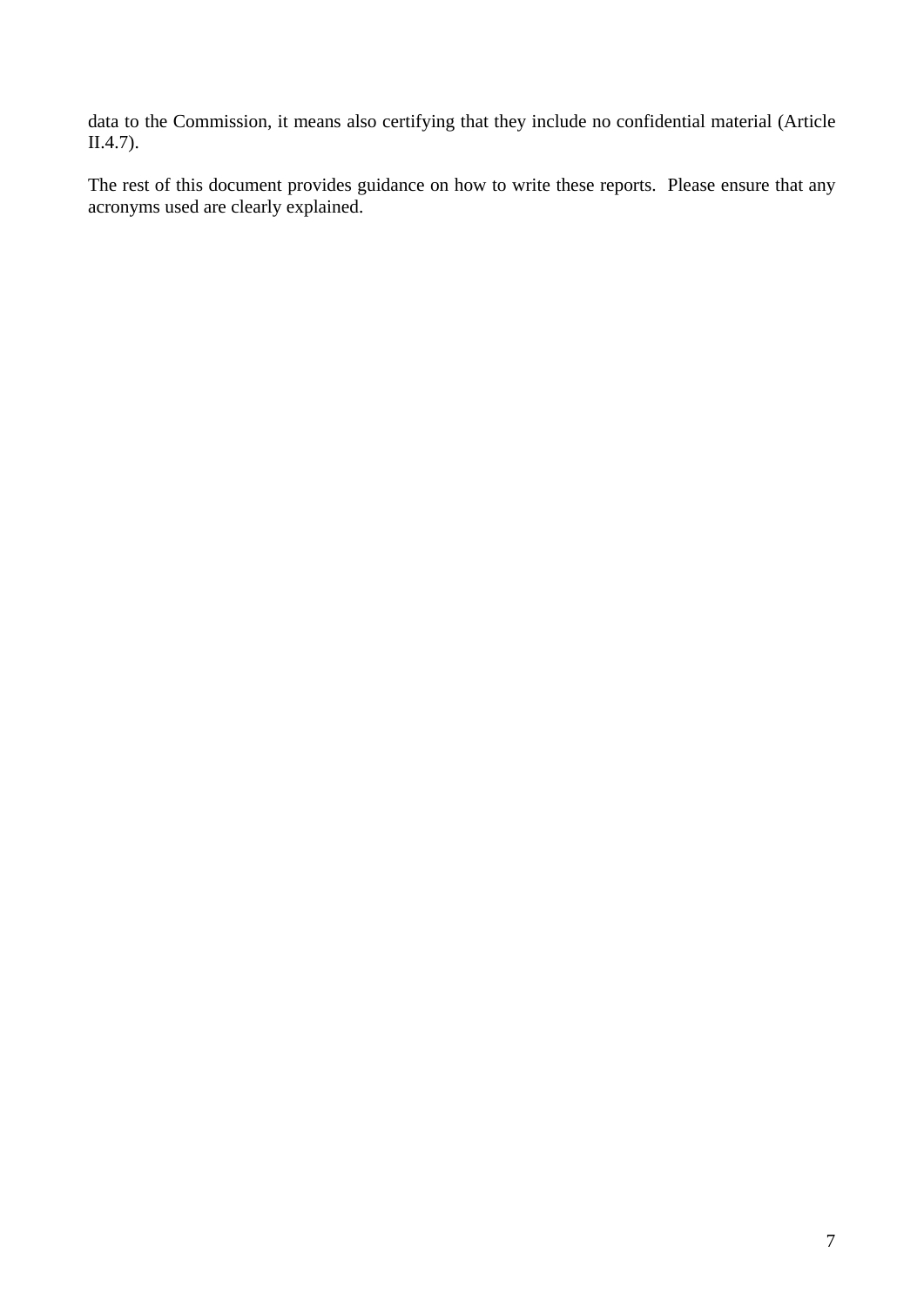data to the Commission, it means also certifying that they include no confidential material (Article II.4.7).

The rest of this document provides guidance on how to write these reports. Please ensure that any acronyms used are clearly explained.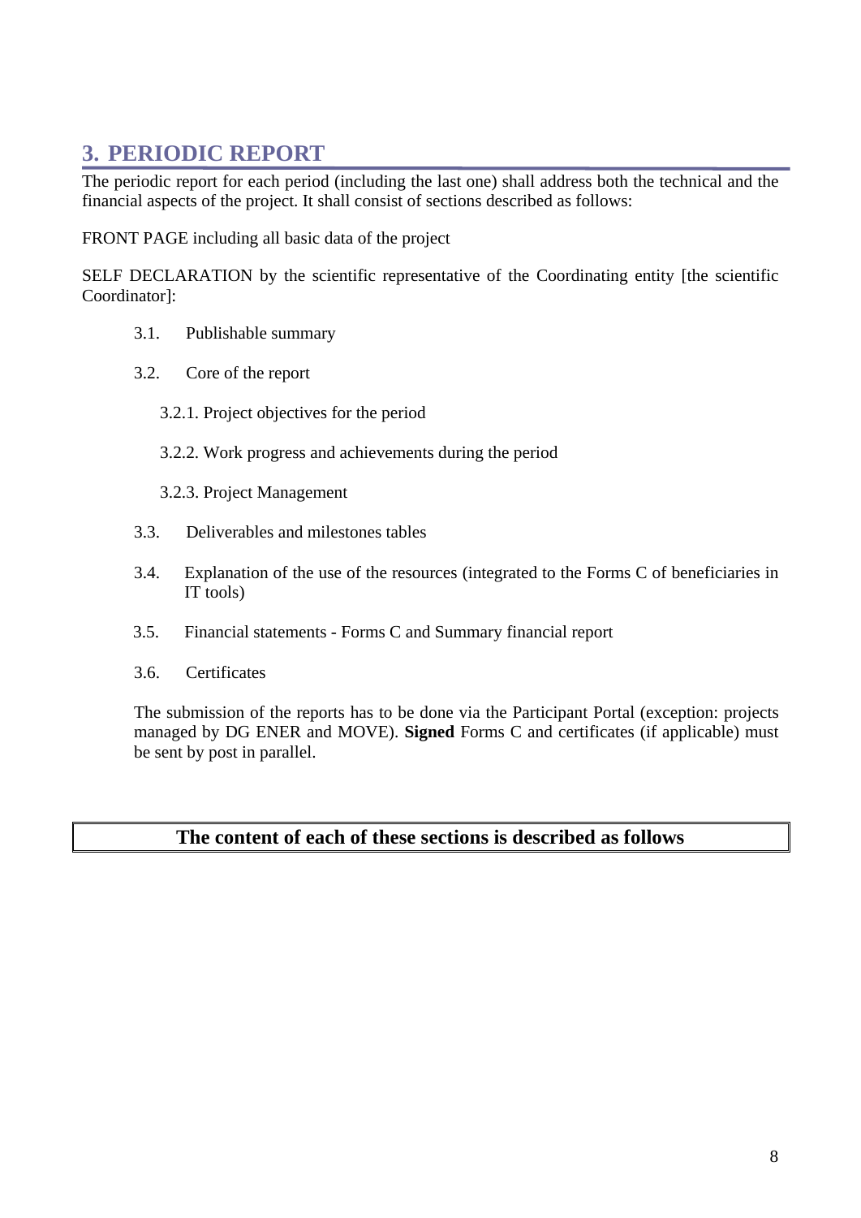# 3. PERIODIC REPORT

The periodic report for each period (including the last one) shall address both the technical and the financial aspects of the project. It shall consist of sections described as follows:

FRONT PAGE including all basic data of the project

SELF DECLARATION by the scientific representative of the Coordinating entity [the scientific Coordinator]:

- 3.1. Publishable summary
- 3.2. Core of the report
  - 3.2.1. Project objectives for the period
  - 3.2.2. Work progress and achievements during the period
  - 3.2.3. Project Management
- 3.3. Deliverables and milestones tables
- 3.4. Explanation of the use of the resources (integrated to the Forms C of beneficiaries in IT tools)
- 3.5. Financial statements - Forms C and Summary financial report
- 3.6. Certificates

The submission of the reports has to be done via the Participant Portal (exception: projects managed by DG ENER and MOVE). **Signed** Forms C and certificates (if applicable) must be sent by post in parallel.

**The content of each of these sections is described as follows**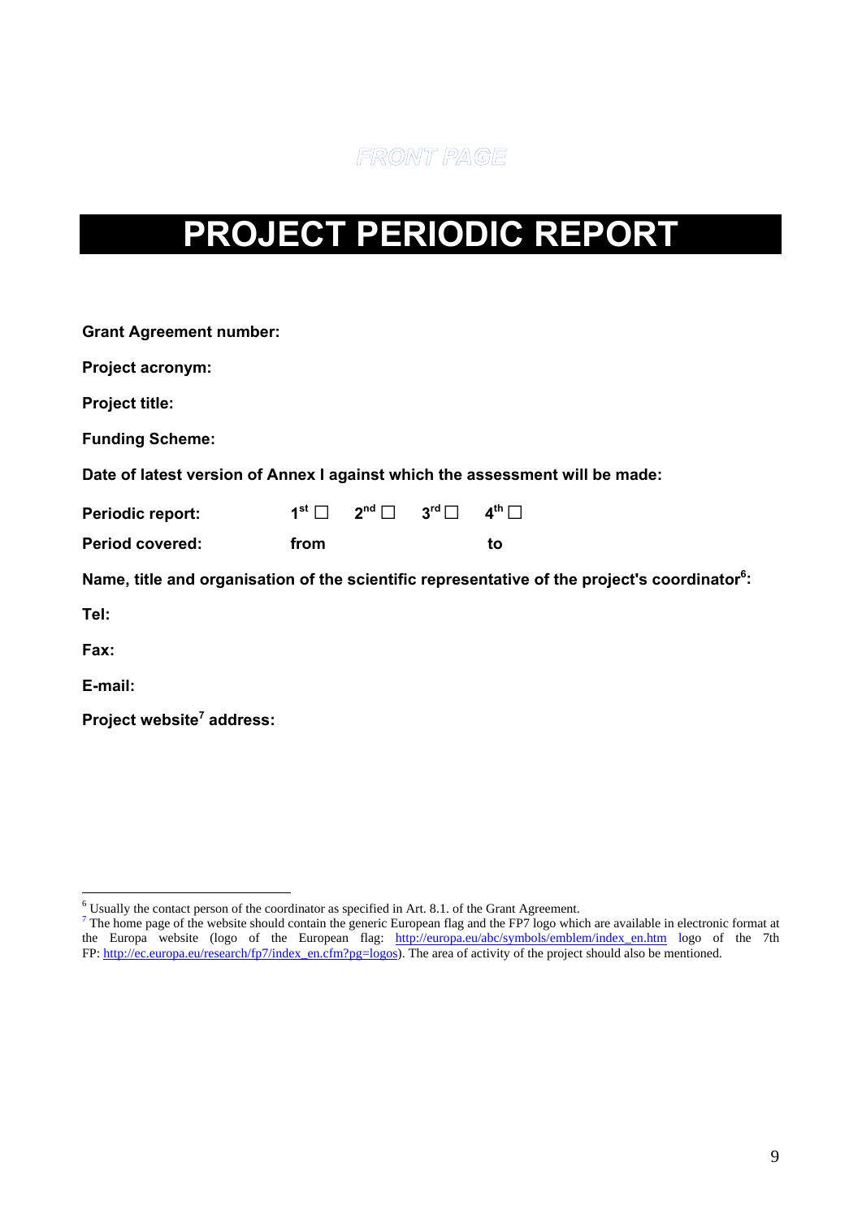FRONT PAGE

# PROJECT PERIODIC REPORT

**Grant Agreement number:**

**Project acronym:**

**Project title:**

**Funding Scheme:**

**Date of latest version of Annex I against which the assessment will be made:**

**Periodic report:** 1st ☐ 2nd ☐ 3rd ☐ 4th ☐

**Period covered:** from to

**Name, title and organisation of the scientific representative of the project's coordinator[6]:**

**Tel:**

**Fax:**

**E-mail:**

**Project website[7] address:**

---

[6] Usually the contact person of the coordinator as specified in Art. 8.1. of the Grant Agreement.

[7] The home page of the website should contain the generic European flag and the FP7 logo which are available in electronic format at the Europa website (logo of the European flag: http://europa.eu/abc/symbols/emblem/index_en.htm logo of the 7th FP: http://ec.europa.eu/research/fp7/index_en.cfm?pg=logos). The area of activity of the project should also be mentioned.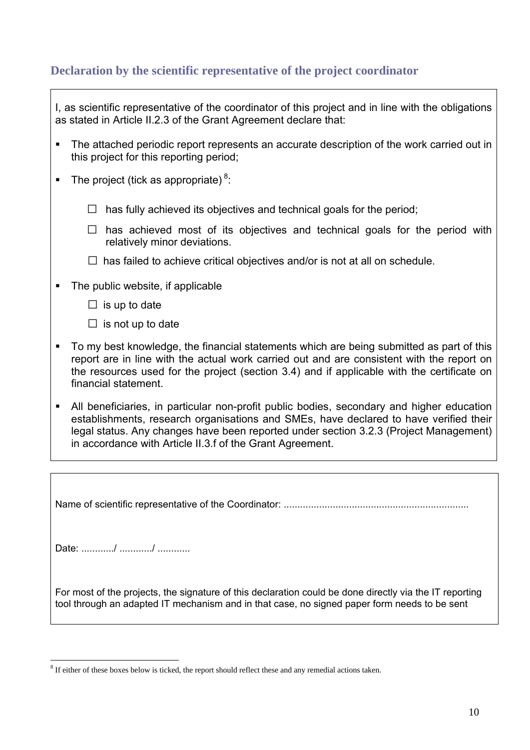## Declaration by the scientific representative of the project coordinator

I, as scientific representative of the coordinator of this project and in line with the obligations as stated in Article II.2.3 of the Grant Agreement declare that:

- The attached periodic report represents an accurate description of the work carried out in this project for this reporting period;
- The project (tick as appropriate) [8]:

  ☐ has fully achieved its objectives and technical goals for the period;

  ☐ has achieved most of its objectives and technical goals for the period with relatively minor deviations.

  ☐ has failed to achieve critical objectives and/or is not at all on schedule.

- The public website, if applicable

  ☐ is up to date

  ☐ is not up to date

- To my best knowledge, the financial statements which are being submitted as part of this report are in line with the actual work carried out and are consistent with the report on the resources used for the project (section 3.4) and if applicable with the certificate on financial statement.
- All beneficiaries, in particular non-profit public bodies, secondary and higher education establishments, research organisations and SMEs, have declared to have verified their legal status. Any changes have been reported under section 3.2.3 (Project Management) in accordance with Article II.3.f of the Grant Agreement.

Name of scientific representative of the Coordinator: ....................................................................

Date: ............/ ............/ ............

For most of the projects, the signature of this declaration could be done directly via the IT reporting tool through an adapted IT mechanism and in that case, no signed paper form needs to be sent

[8] If either of these boxes below is ticked, the report should reflect these and any remedial actions taken.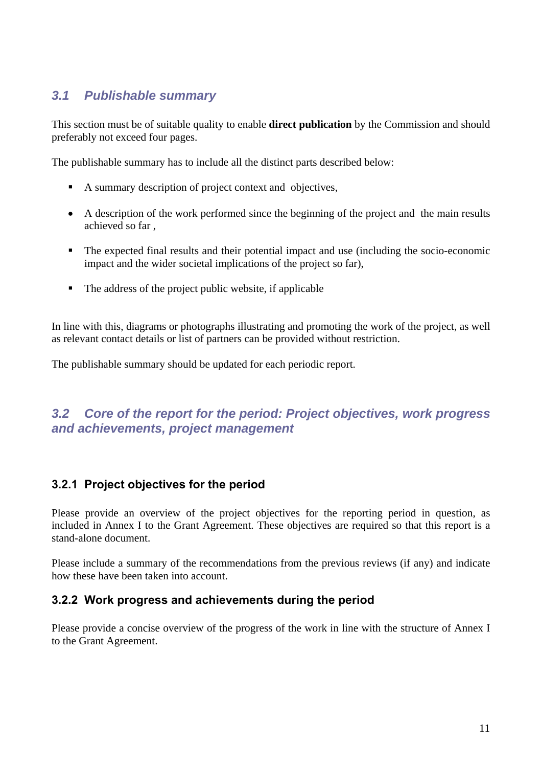## 3.1 Publishable summary

This section must be of suitable quality to enable **direct publication** by the Commission and should preferably not exceed four pages.

The publishable summary has to include all the distinct parts described below:

- A summary description of project context and objectives,
- A description of the work performed since the beginning of the project and the main results achieved so far ,
- The expected final results and their potential impact and use (including the socio-economic impact and the wider societal implications of the project so far),
- The address of the project public website, if applicable

In line with this, diagrams or photographs illustrating and promoting the work of the project, as well as relevant contact details or list of partners can be provided without restriction.

The publishable summary should be updated for each periodic report.

## 3.2 Core of the report for the period: Project objectives, work progress and achievements, project management

### 3.2.1 Project objectives for the period

Please provide an overview of the project objectives for the reporting period in question, as included in Annex I to the Grant Agreement. These objectives are required so that this report is a stand-alone document.

Please include a summary of the recommendations from the previous reviews (if any) and indicate how these have been taken into account.

### 3.2.2 Work progress and achievements during the period

Please provide a concise overview of the progress of the work in line with the structure of Annex I to the Grant Agreement.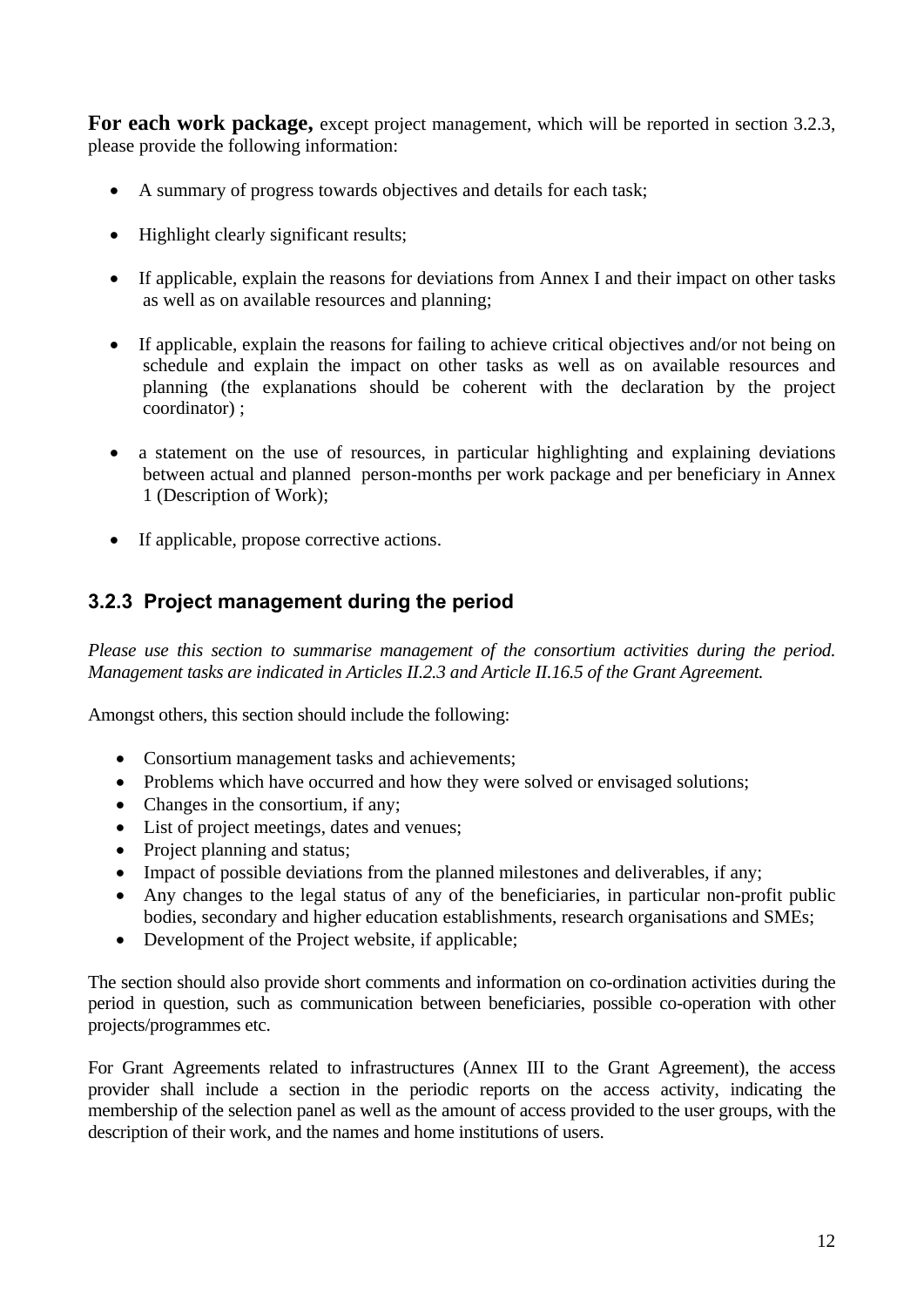**For each work package,** except project management, which will be reported in section 3.2.3, please provide the following information:

- A summary of progress towards objectives and details for each task;
- Highlight clearly significant results;
- If applicable, explain the reasons for deviations from Annex I and their impact on other tasks as well as on available resources and planning;
- If applicable, explain the reasons for failing to achieve critical objectives and/or not being on schedule and explain the impact on other tasks as well as on available resources and planning (the explanations should be coherent with the declaration by the project coordinator) ;
- a statement on the use of resources, in particular highlighting and explaining deviations between actual and planned person-months per work package and per beneficiary in Annex 1 (Description of Work);
- If applicable, propose corrective actions.

### 3.2.3 Project management during the period

*Please use this section to summarise management of the consortium activities during the period. Management tasks are indicated in Articles II.2.3 and Article II.16.5 of the Grant Agreement.*

Amongst others, this section should include the following:

- Consortium management tasks and achievements;
- Problems which have occurred and how they were solved or envisaged solutions;
- Changes in the consortium, if any;
- List of project meetings, dates and venues;
- Project planning and status;
- Impact of possible deviations from the planned milestones and deliverables, if any;
- Any changes to the legal status of any of the beneficiaries, in particular non-profit public bodies, secondary and higher education establishments, research organisations and SMEs;
- Development of the Project website, if applicable;

The section should also provide short comments and information on co-ordination activities during the period in question, such as communication between beneficiaries, possible co-operation with other projects/programmes etc.

For Grant Agreements related to infrastructures (Annex III to the Grant Agreement), the access provider shall include a section in the periodic reports on the access activity, indicating the membership of the selection panel as well as the amount of access provided to the user groups, with the description of their work, and the names and home institutions of users.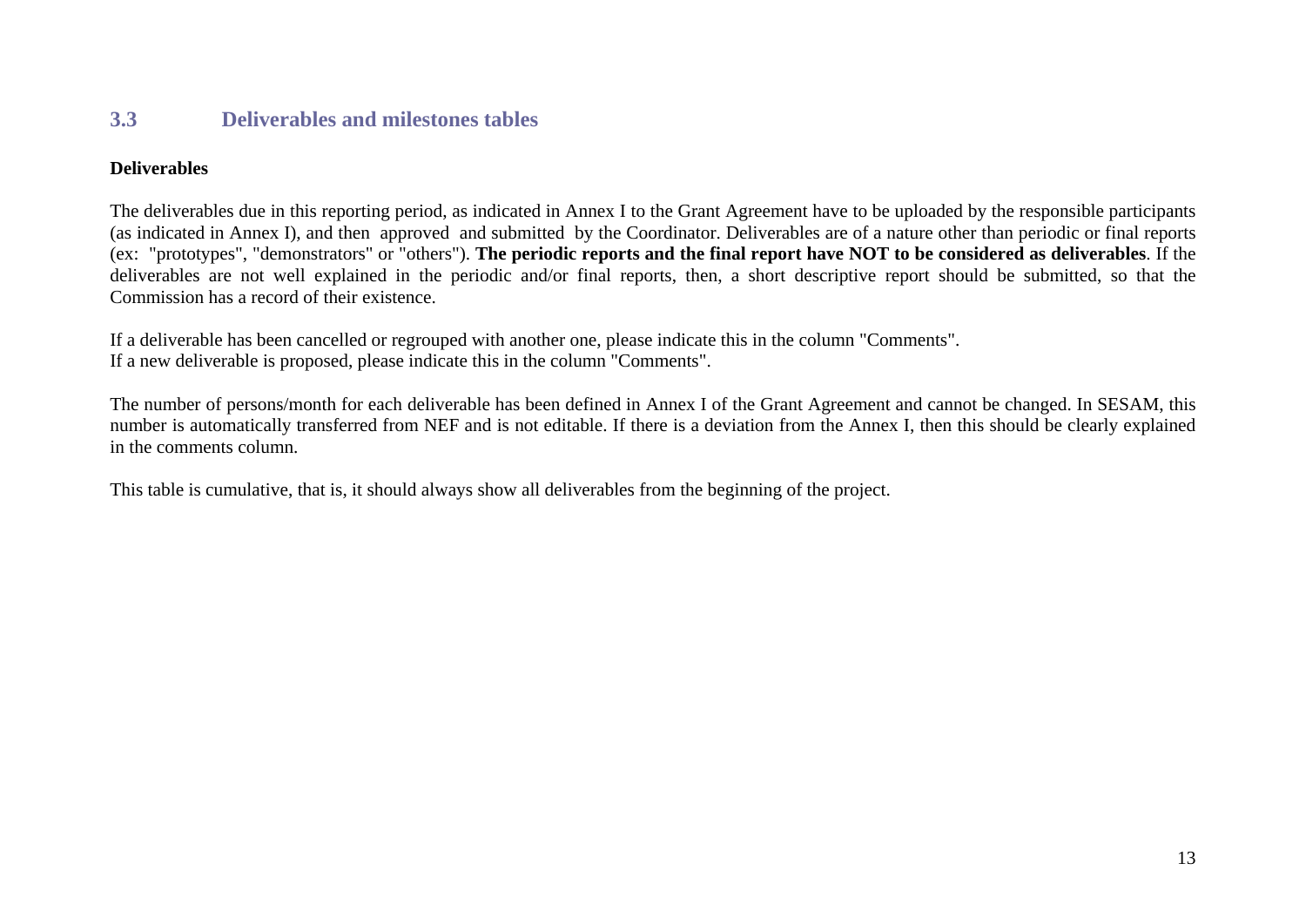## 3.3 Deliverables and milestones tables

**Deliverables**

The deliverables due in this reporting period, as indicated in Annex I to the Grant Agreement have to be uploaded by the responsible participants (as indicated in Annex I), and then approved and submitted by the Coordinator. Deliverables are of a nature other than periodic or final reports (ex: "prototypes", "demonstrators" or "others"). **The periodic reports and the final report have NOT to be considered as deliverables**. If the deliverables are not well explained in the periodic and/or final reports, then, a short descriptive report should be submitted, so that the Commission has a record of their existence.

If a deliverable has been cancelled or regrouped with another one, please indicate this in the column "Comments".
If a new deliverable is proposed, please indicate this in the column "Comments".

The number of persons/month for each deliverable has been defined in Annex I of the Grant Agreement and cannot be changed. In SESAM, this number is automatically transferred from NEF and is not editable. If there is a deviation from the Annex I, then this should be clearly explained in the comments column.

This table is cumulative, that is, it should always show all deliverables from the beginning of the project.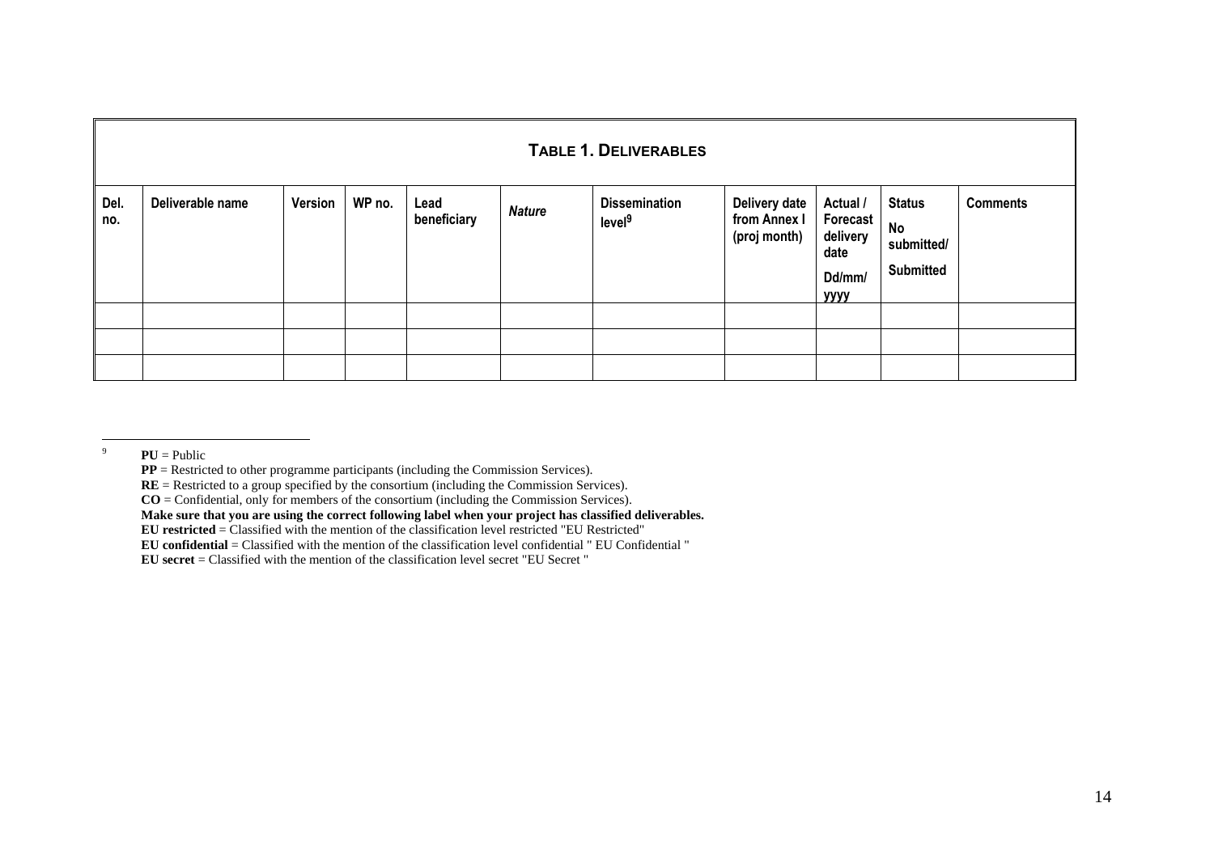## Table 1. Deliverables

| Del. no. | Deliverable name | Version | WP no. | Lead beneficiary | *Nature* | Dissemination level[9] | Delivery date from Annex I (proj month) | Actual / Forecast delivery date Dd/mm/yyyy | Status No submitted/ Submitted | Comments |
|---|---|---|---|---|---|---|---|---|---|---|
| | | | | | | | | | | |
| | | | | | | | | | | |
| | | | | | | | | | | |

---

[9] **PU** = Public
**PP** = Restricted to other programme participants (including the Commission Services).
**RE** = Restricted to a group specified by the consortium (including the Commission Services).
**CO** = Confidential, only for members of the consortium (including the Commission Services).
**Make sure that you are using the correct following label when your project has classified deliverables.**
**EU restricted** = Classified with the mention of the classification level restricted "EU Restricted"
**EU confidential** = Classified with the mention of the classification level confidential " EU Confidential "
**EU secret** = Classified with the mention of the classification level secret "EU Secret "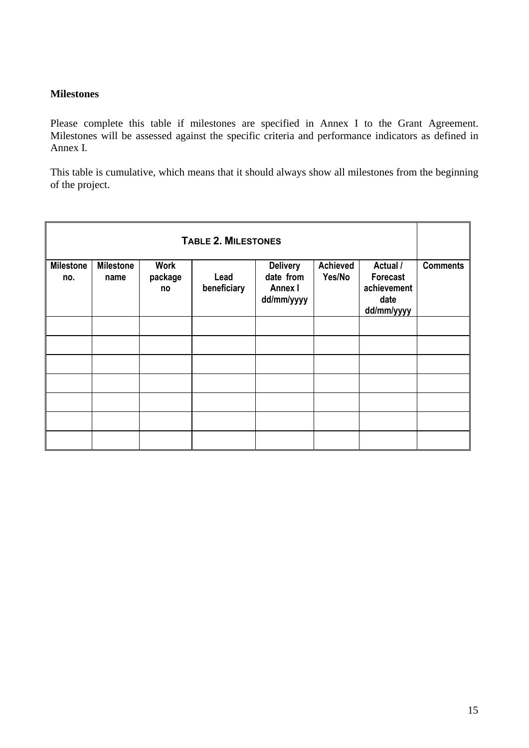**Milestones**

Please complete this table if milestones are specified in Annex I to the Grant Agreement. Milestones will be assessed against the specific criteria and performance indicators as defined in Annex I.

This table is cumulative, which means that it should always show all milestones from the beginning of the project.

| **TABLE 2. MILESTONES** | | | | | | | |
|---|---|---|---|---|---|---|---|
| **Milestone no.** | **Milestone name** | **Work package no** | **Lead beneficiary** | **Delivery date from Annex I dd/mm/yyyy** | **Achieved Yes/No** | **Actual / Forecast achievement date dd/mm/yyyy** | **Comments** |
| | | | | | | | |
| | | | | | | | |
| | | | | | | | |
| | | | | | | | |
| | | | | | | | |
| | | | | | | | |
| | | | | | | | |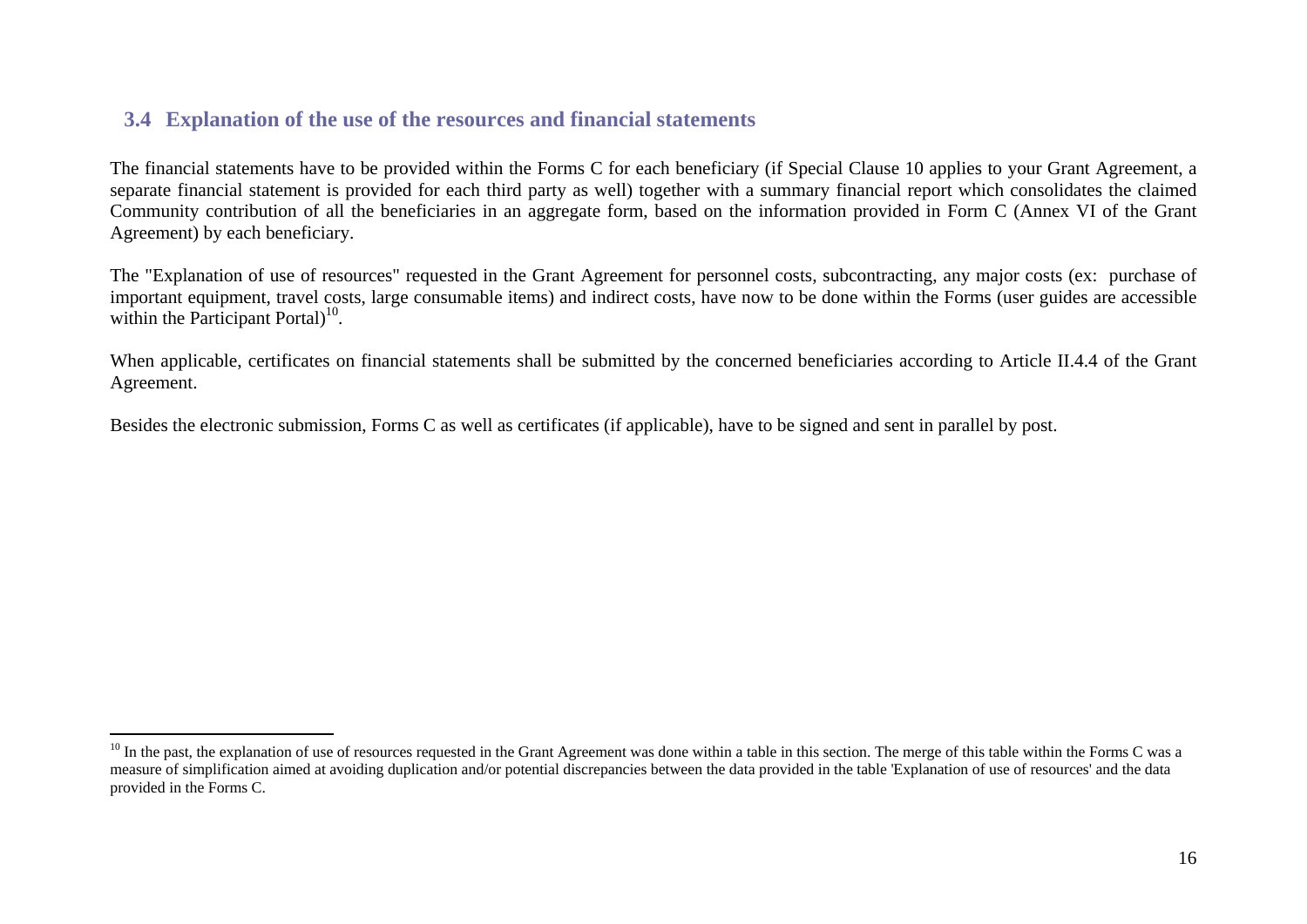## 3.4 Explanation of the use of the resources and financial statements

The financial statements have to be provided within the Forms C for each beneficiary (if Special Clause 10 applies to your Grant Agreement, a separate financial statement is provided for each third party as well) together with a summary financial report which consolidates the claimed Community contribution of all the beneficiaries in an aggregate form, based on the information provided in Form C (Annex VI of the Grant Agreement) by each beneficiary.

The "Explanation of use of resources" requested in the Grant Agreement for personnel costs, subcontracting, any major costs (ex: purchase of important equipment, travel costs, large consumable items) and indirect costs, have now to be done within the Forms (user guides are accessible within the Participant Portal)[10].

When applicable, certificates on financial statements shall be submitted by the concerned beneficiaries according to Article II.4.4 of the Grant Agreement.

Besides the electronic submission, Forms C as well as certificates (if applicable), have to be signed and sent in parallel by post.

---

[10] In the past, the explanation of use of resources requested in the Grant Agreement was done within a table in this section. The merge of this table within the Forms C was a measure of simplification aimed at avoiding duplication and/or potential discrepancies between the data provided in the table 'Explanation of use of resources' and the data provided in the Forms C.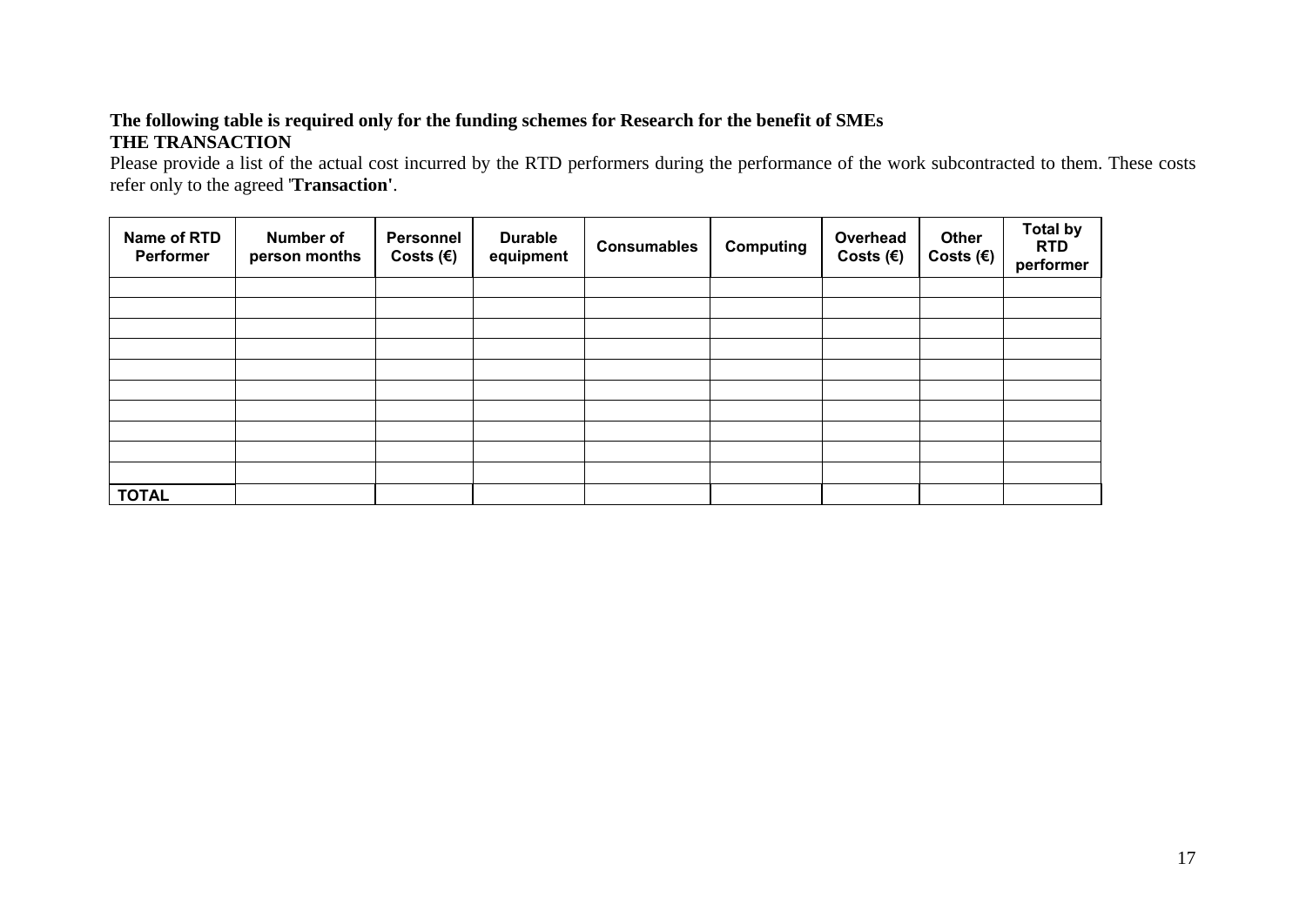**The following table is required only for the funding schemes for Research for the benefit of SMEs**

**THE TRANSACTION**

Please provide a list of the actual cost incurred by the RTD performers during the performance of the work subcontracted to them. These costs refer only to the agreed '**Transaction**'.

| Name of RTD Performer | Number of person months | Personnel Costs (€) | Durable equipment | Consumables | Computing | Overhead Costs (€) | Other Costs (€) | Total by RTD performer |
|---|---|---|---|---|---|---|---|---|
| | | | | | | | | |
| | | | | | | | | |
| | | | | | | | | |
| | | | | | | | | |
| | | | | | | | | |
| | | | | | | | | |
| | | | | | | | | |
| | | | | | | | | |
| | | | | | | | | |
| | | | | | | | | |
| **TOTAL** | | | | | | | | |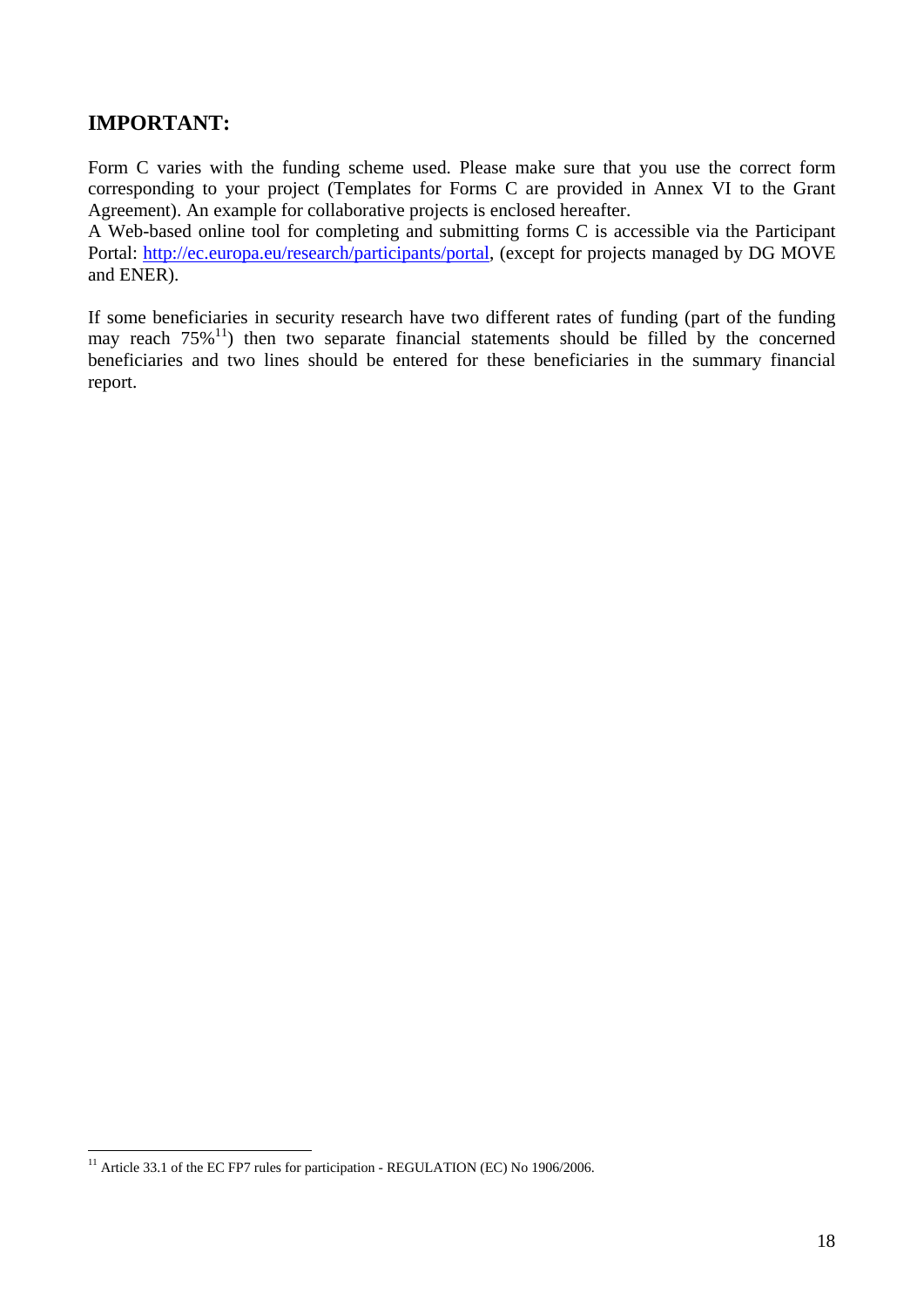## IMPORTANT:

Form C varies with the funding scheme used. Please make sure that you use the correct form corresponding to your project (Templates for Forms C are provided in Annex VI to the Grant Agreement). An example for collaborative projects is enclosed hereafter.
A Web-based online tool for completing and submitting forms C is accessible via the Participant Portal: http://ec.europa.eu/research/participants/portal, (except for projects managed by DG MOVE and ENER).

If some beneficiaries in security research have two different rates of funding (part of the funding may reach 75%[11]) then two separate financial statements should be filled by the concerned beneficiaries and two lines should be entered for these beneficiaries in the summary financial report.

[11] Article 33.1 of the EC FP7 rules for participation - REGULATION (EC) No 1906/2006.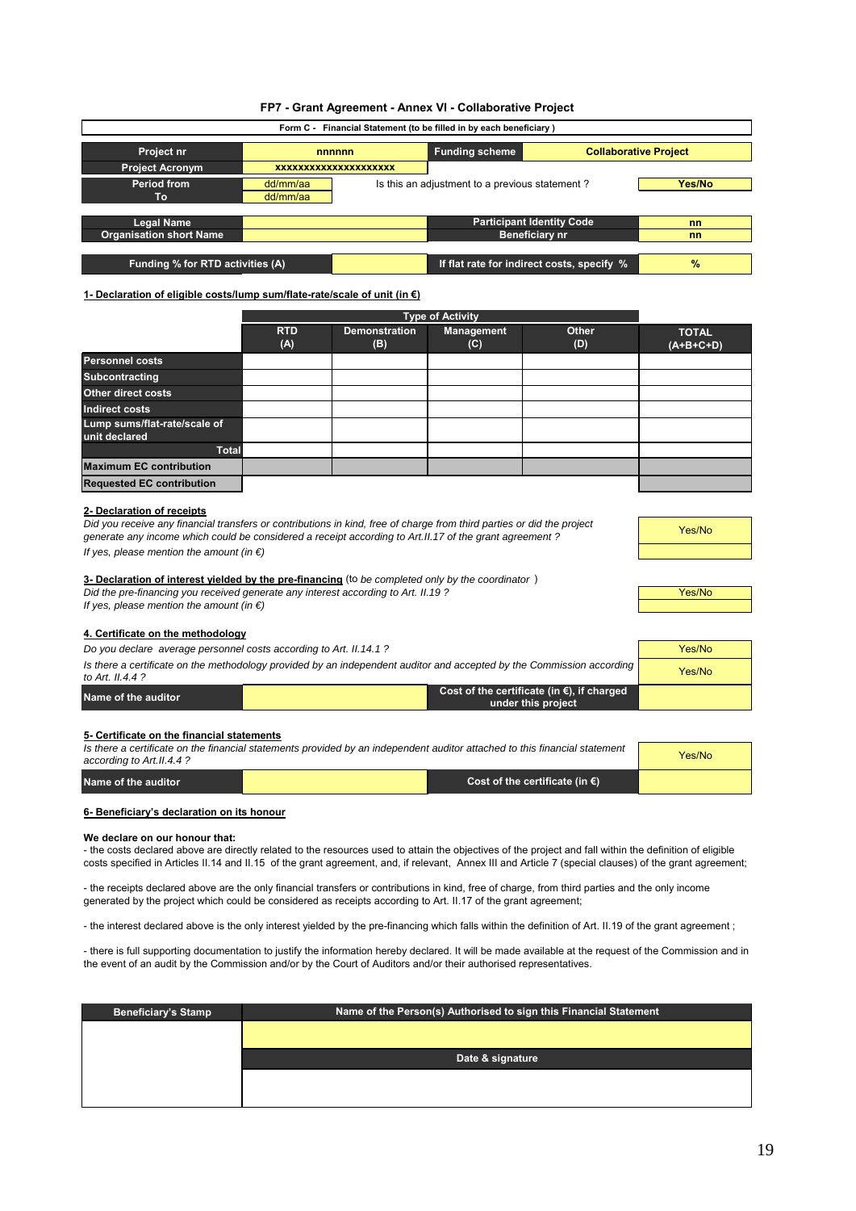# FP7 - Grant Agreement - Annex VI - Collaborative Project

**Form C - Financial Statement (to be filled in by each beneficiary )**

| | | | |
|---|---|---|---|
| **Project nr** | nnnnnn | **Funding scheme** | **Collaborative Project** |
| **Project Acronym** | xxxxxxxxxxxxxxxxxxxx | | |
| **Period from** / **To** | dd/mm/aa / dd/mm/aa | Is this an adjustment to a previous statement ? | **Yes/No** |

| | | | |
|---|---|---|---|
| **Legal Name** | | **Participant Identity Code** | **nn** |
| **Organisation short Name** | | **Beneficiary nr** | **nn** |

| | | | |
|---|---|---|---|
| **Funding % for RTD activities (A)** | | **If flat rate for indirect costs, specify %** | **%** |

**1- Declaration of eligible costs/lump sum/flate-rate/scale of unit (in €)**

| | Type of Activity | | | | |
|---|---|---|---|---|---|
| | **RTD (A)** | **Demonstration (B)** | **Management (C)** | **Other (D)** | **TOTAL (A+B+C+D)** |
| **Personnel costs** | | | | | |
| **Subcontracting** | | | | | |
| **Other direct costs** | | | | | |
| **Indirect costs** | | | | | |
| **Lump sums/flat-rate/scale of unit declared** | | | | | |
| **Total** | | | | | |
| **Maximum EC contribution** | | | | | |
| **Requested EC contribution** | | | | | |

**2- Declaration of receipts**

*Did you receive any financial transfers or contributions in kind, free of charge from third parties or did the project generate any income which could be considered a receipt according to Art.II.17 of the grant agreement ?* — Yes/No

*If yes, please mention the amount (in €)*

**3- Declaration of interest yielded by the pre-financing** (to *be completed only by the coordinator* )

*Did the pre-financing you received generate any interest according to Art. II.19 ?* — Yes/No

*If yes, please mention the amount (in €)*

**4. Certificate on the methodology**

*Do you declare average personnel costs according to Art. II.14.1 ?* — Yes/No

*Is there a certificate on the methodology provided by an independent auditor and accepted by the Commission according to Art. II.4.4 ?* — Yes/No

| | | | |
|---|---|---|---|
| **Name of the auditor** | | **Cost of the certificate (in €), if charged under this project** | |

**5- Certificate on the financial statements**

*Is there a certificate on the financial statements provided by an independent auditor attached to this financial statement according to Art.II.4.4 ?* — Yes/No

| | | | |
|---|---|---|---|
| **Name of the auditor** | | **Cost of the certificate (in €)** | |

**6- Beneficiary's declaration on its honour**

**We declare on our honour that:**

- the costs declared above are directly related to the resources used to attain the objectives of the project and fall within the definition of eligible costs specified in Articles II.14 and II.15 of the grant agreement, and, if relevant, Annex III and Article 7 (special clauses) of the grant agreement;

- the receipts declared above are the only financial transfers or contributions in kind, free of charge, from third parties and the only income generated by the project which could be considered as receipts according to Art. II.17 of the grant agreement;

- the interest declared above is the only interest yielded by the pre-financing which falls within the definition of Art. II.19 of the grant agreement ;

- there is full supporting documentation to justify the information hereby declared. It will be made available at the request of the Commission and in the event of an audit by the Commission and/or by the Court of Auditors and/or their authorised representatives.

| **Beneficiary's Stamp** | **Name of the Person(s) Authorised to sign this Financial Statement** |
|---|---|
| | |
| | **Date & signature** |
| | |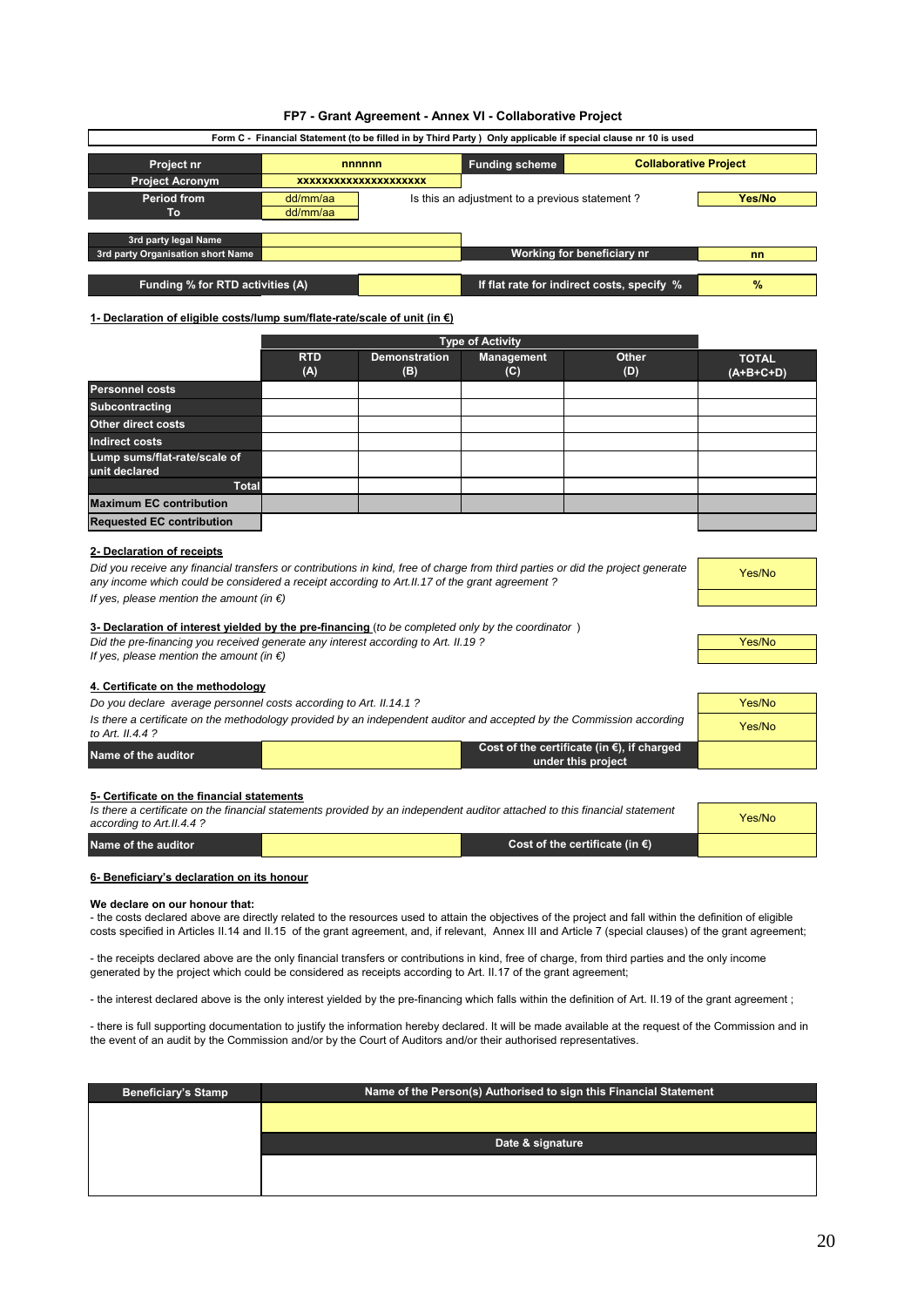# FP7 - Grant Agreement - Annex VI - Collaborative Project

**Form C - Financial Statement (to be filled in by Third Party ) Only applicable if special clause nr 10 is used**

| Project nr | nnnnnn | Funding scheme | Collaborative Project |
|---|---|---|---|
| Project Acronym | xxxxxxxxxxxxxxxxxxxx | | |
| Period from | dd/mm/aa | Is this an adjustment to a previous statement ? | Yes/No |
| To | dd/mm/aa | | |
| 3rd party legal Name | | | |
| 3rd party Organisation short Name | | Working for beneficiary nr | nn |
| Funding % for RTD activities (A) | | If flat rate for indirect costs, specify % | % |

**1- Declaration of eligible costs/lump sum/flate-rate/scale of unit (in €)**

| | Type of Activity | | | | |
|---|---|---|---|---|---|
| | RTD (A) | Demonstration (B) | Management (C) | Other (D) | TOTAL (A+B+C+D) |
| Personnel costs | | | | | |
| Subcontracting | | | | | |
| Other direct costs | | | | | |
| Indirect costs | | | | | |
| Lump sums/flat-rate/scale of unit declared | | | | | |
| Total | | | | | |
| Maximum EC contribution | | | | | |
| Requested EC contribution | | | | | |

**2- Declaration of receipts**

| | |
|---|---|
| *Did you receive any financial transfers or contributions in kind, free of charge from third parties or did the project generate any income which could be considered a receipt according to Art.II.17 of the grant agreement ?* | Yes/No |
| *If yes, please mention the amount (in €)* | |

**3- Declaration of interest yielded by the pre-financing** (*to be completed only by the coordinator* )

| | |
|---|---|
| *Did the pre-financing you received generate any interest according to Art. II.19 ?* | Yes/No |
| *If yes, please mention the amount (in €)* | |

**4. Certificate on the methodology**

| | | | |
|---|---|---|---|
| *Do you declare average personnel costs according to Art. II.14.1 ?* | | | Yes/No |
| *Is there a certificate on the methodology provided by an independent auditor and accepted by the Commission according to Art. II.4.4 ?* | | | Yes/No |
| Name of the auditor | | Cost of the certificate (in €), if charged under this project | |

**5- Certificate on the financial statements**

| | | | |
|---|---|---|---|
| *Is there a certificate on the financial statements provided by an independent auditor attached to this financial statement according to Art.II.4.4 ?* | | | Yes/No |
| Name of the auditor | | Cost of the certificate (in €) | |

**6- Beneficiary's declaration on its honour**

**We declare on our honour that:**

- the costs declared above are directly related to the resources used to attain the objectives of the project and fall within the definition of eligible costs specified in Articles II.14 and II.15 of the grant agreement, and, if relevant, Annex III and Article 7 (special clauses) of the grant agreement;

- the receipts declared above are the only financial transfers or contributions in kind, free of charge, from third parties and the only income generated by the project which could be considered as receipts according to Art. II.17 of the grant agreement;

- the interest declared above is the only interest yielded by the pre-financing which falls within the definition of Art. II.19 of the grant agreement ;

- there is full supporting documentation to justify the information hereby declared. It will be made available at the request of the Commission and in the event of an audit by the Commission and/or by the Court of Auditors and/or their authorised representatives.

| Beneficiary's Stamp | Name of the Person(s) Authorised to sign this Financial Statement |
|---|---|
| | |
| | Date & signature |
| | |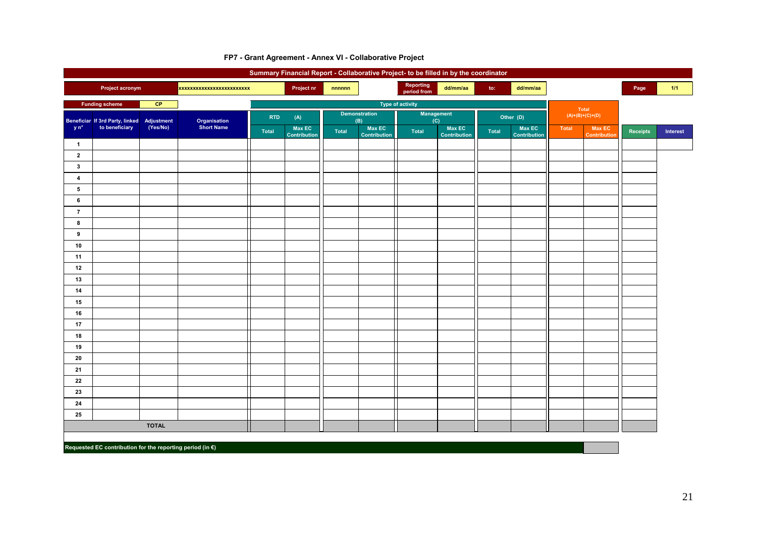# FP7 - Grant Agreement - Annex VI - Collaborative Project

## Summary Financial Report - Collaborative Project- to be filled in by the coordinator

| Project acronym | xxxxxxxxxxxxxxxxxxxxxxxxx | Project nr | nnnnnn | Reporting period from | dd/mm/aa | to: | dd/mm/aa | Page | 1/1 |
|---|---|---|---|---|---|---|---|---|---|

| Funding scheme | CP |
|---|---|

| Beneficiary n° | If 3rd Party, linked to beneficiary | Adjustment (Yes/No) | Organisation Short Name | Type of activity: RTD (A) | | Demonstration (B) | | Management (C) | | Other (D) | | Total (A)+(B)+(C)+(D) | | Receipts | Interest |
|---|---|---|---|---|---|---|---|---|---|---|---|---|---|---|---|
| | | | | Total | Max EC Contribution | Total | Max EC Contribution | Total | Max EC Contribution | Total | Max EC Contribution | Total | Max EC Contribution | | |
| 1 | | | | | | | | | | | | | | | |
| 2 | | | | | | | | | | | | | | | |
| 3 | | | | | | | | | | | | | | | |
| 4 | | | | | | | | | | | | | | | |
| 5 | | | | | | | | | | | | | | | |
| 6 | | | | | | | | | | | | | | | |
| 7 | | | | | | | | | | | | | | | |
| 8 | | | | | | | | | | | | | | | |
| 9 | | | | | | | | | | | | | | | |
| 10 | | | | | | | | | | | | | | | |
| 11 | | | | | | | | | | | | | | | |
| 12 | | | | | | | | | | | | | | | |
| 13 | | | | | | | | | | | | | | | |
| 14 | | | | | | | | | | | | | | | |
| 15 | | | | | | | | | | | | | | | |
| 16 | | | | | | | | | | | | | | | |
| 17 | | | | | | | | | | | | | | | |
| 18 | | | | | | | | | | | | | | | |
| 19 | | | | | | | | | | | | | | | |
| 20 | | | | | | | | | | | | | | | |
| 21 | | | | | | | | | | | | | | | |
| 22 | | | | | | | | | | | | | | | |
| 23 | | | | | | | | | | | | | | | |
| 24 | | | | | | | | | | | | | | | |
| 25 | | | | | | | | | | | | | | | |
| TOTAL | | | | | | | | | | | | | | | |

| Requested EC contribution for the reporting period (in €) | |
|---|---|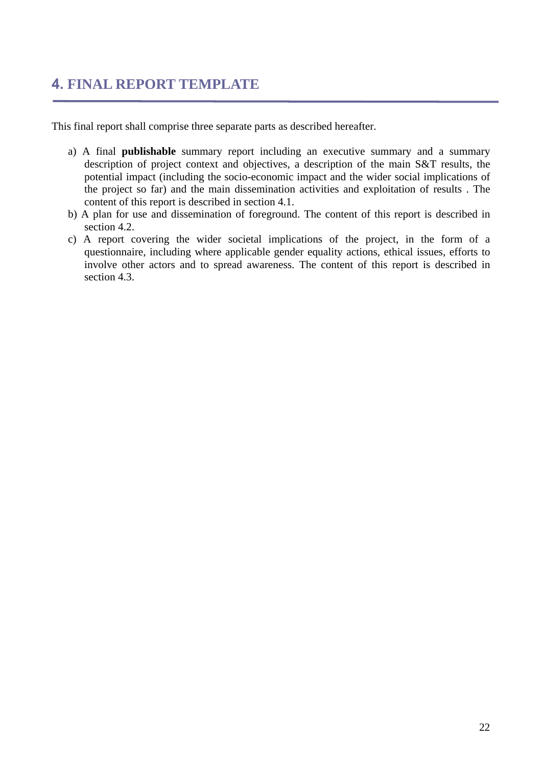# 4. FINAL REPORT TEMPLATE

This final report shall comprise three separate parts as described hereafter.

a) A final **publishable** summary report including an executive summary and a summary description of project context and objectives, a description of the main S&T results, the potential impact (including the socio-economic impact and the wider social implications of the project so far) and the main dissemination activities and exploitation of results . The content of this report is described in section 4.1.
b) A plan for use and dissemination of foreground. The content of this report is described in section 4.2.
c) A report covering the wider societal implications of the project, in the form of a questionnaire, including where applicable gender equality actions, ethical issues, efforts to involve other actors and to spread awareness. The content of this report is described in section 4.3.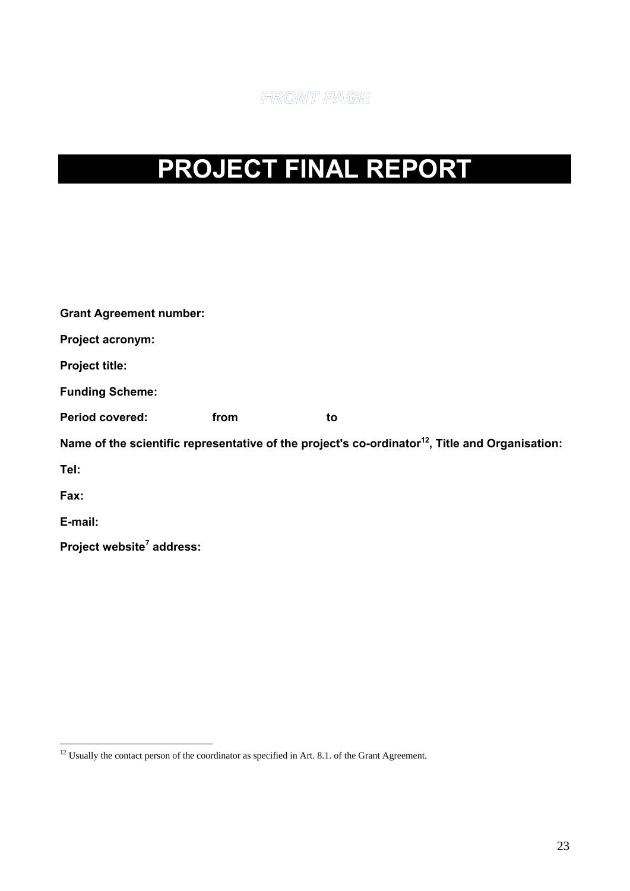FRONT PAGE

# PROJECT FINAL REPORT

**Grant Agreement number:**

**Project acronym:**

**Project title:**

**Funding Scheme:**

**Period covered:** **from** **to**

**Name of the scientific representative of the project's co-ordinator[12], Title and Organisation:**

**Tel:**

**Fax:**

**E-mail:**

**Project website[7] address:**

---

[12] Usually the contact person of the coordinator as specified in Art. 8.1. of the Grant Agreement.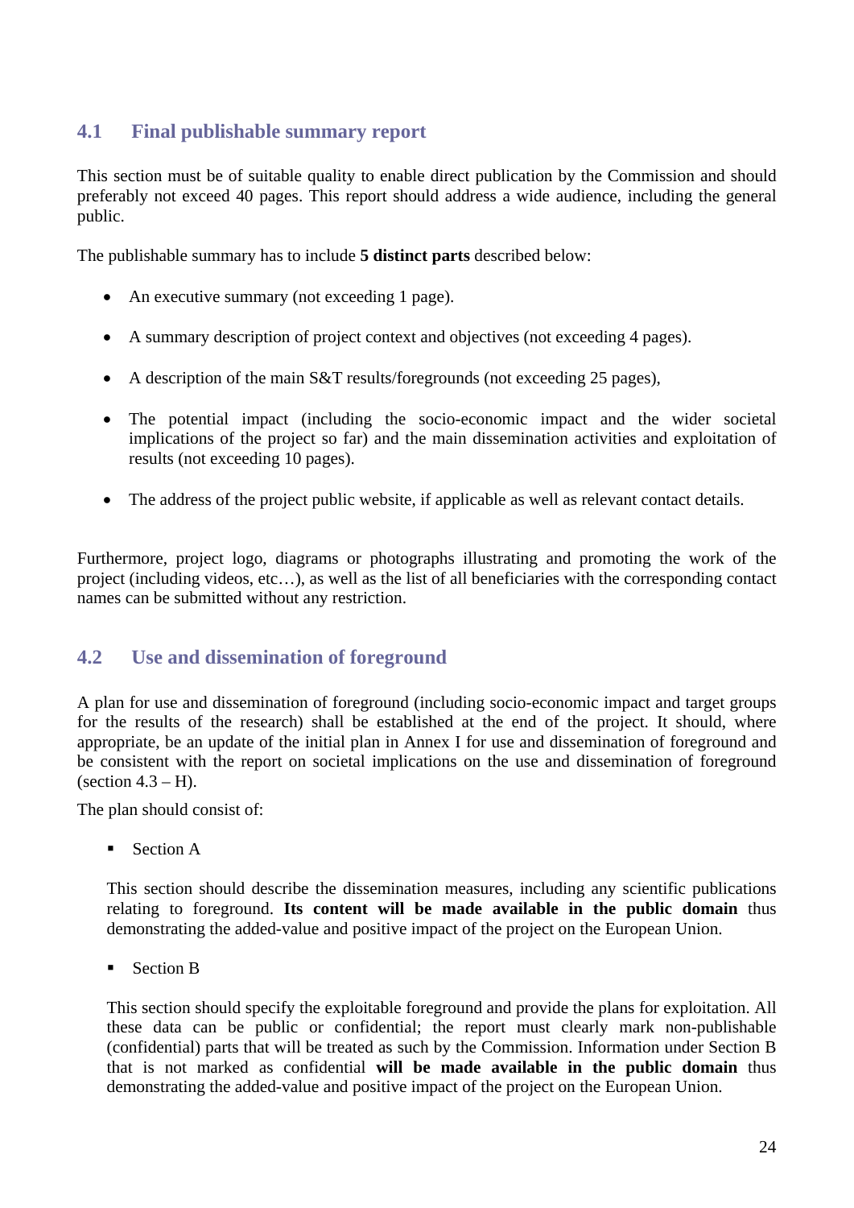## 4.1 Final publishable summary report

This section must be of suitable quality to enable direct publication by the Commission and should preferably not exceed 40 pages. This report should address a wide audience, including the general public.

The publishable summary has to include **5 distinct parts** described below:

- An executive summary (not exceeding 1 page).
- A summary description of project context and objectives (not exceeding 4 pages).
- A description of the main S&T results/foregrounds (not exceeding 25 pages),
- The potential impact (including the socio-economic impact and the wider societal implications of the project so far) and the main dissemination activities and exploitation of results (not exceeding 10 pages).
- The address of the project public website, if applicable as well as relevant contact details.

Furthermore, project logo, diagrams or photographs illustrating and promoting the work of the project (including videos, etc…), as well as the list of all beneficiaries with the corresponding contact names can be submitted without any restriction.

## 4.2 Use and dissemination of foreground

A plan for use and dissemination of foreground (including socio-economic impact and target groups for the results of the research) shall be established at the end of the project. It should, where appropriate, be an update of the initial plan in Annex I for use and dissemination of foreground and be consistent with the report on societal implications on the use and dissemination of foreground (section 4.3 – H).

The plan should consist of:

- Section A

  This section should describe the dissemination measures, including any scientific publications relating to foreground. **Its content will be made available in the public domain** thus demonstrating the added-value and positive impact of the project on the European Union.

- Section B

  This section should specify the exploitable foreground and provide the plans for exploitation. All these data can be public or confidential; the report must clearly mark non-publishable (confidential) parts that will be treated as such by the Commission. Information under Section B that is not marked as confidential **will be made available in the public domain** thus demonstrating the added-value and positive impact of the project on the European Union.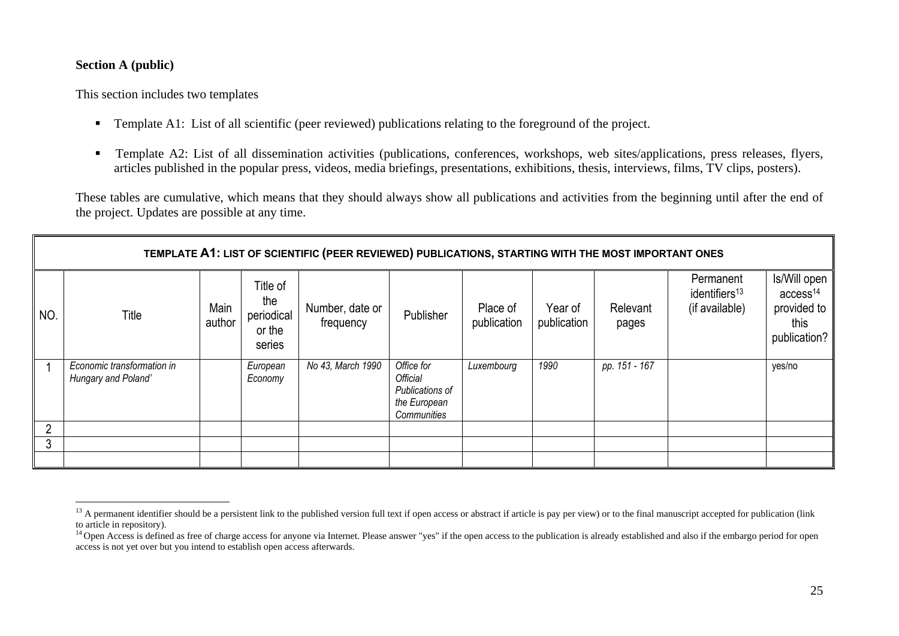**Section A (public)**

This section includes two templates

- Template A1: List of all scientific (peer reviewed) publications relating to the foreground of the project.
- Template A2: List of all dissemination activities (publications, conferences, workshops, web sites/applications, press releases, flyers, articles published in the popular press, videos, media briefings, presentations, exhibitions, thesis, interviews, films, TV clips, posters).

These tables are cumulative, which means that they should always show all publications and activities from the beginning until after the end of the project. Updates are possible at any time.

| **TEMPLATE A1: LIST OF SCIENTIFIC (PEER REVIEWED) PUBLICATIONS, STARTING WITH THE MOST IMPORTANT ONES** | | | | | | | | | | |
|---|---|---|---|---|---|---|---|---|---|---|
| NO. | Title | Main author | Title of the periodical or the series | Number, date or frequency | Publisher | Place of publication | Year of publication | Relevant pages | Permanent identifiers[13] (if available) | Is/Will open access[14] provided to this publication? |
| 1 | *Economic transformation in Hungary and Poland'* | | *European Economy* | *No 43, March 1990* | *Office for Official Publications of the European Communities* | *Luxembourg* | *1990* | *pp. 151 - 167* | | yes/no |
| 2 | | | | | | | | | | |
| 3 | | | | | | | | | | |
| | | | | | | | | | | |

[13] A permanent identifier should be a persistent link to the published version full text if open access or abstract if article is pay per view) or to the final manuscript accepted for publication (link to article in repository).

[14] Open Access is defined as free of charge access for anyone via Internet. Please answer "yes" if the open access to the publication is already established and also if the embargo period for open access is not yet over but you intend to establish open access afterwards.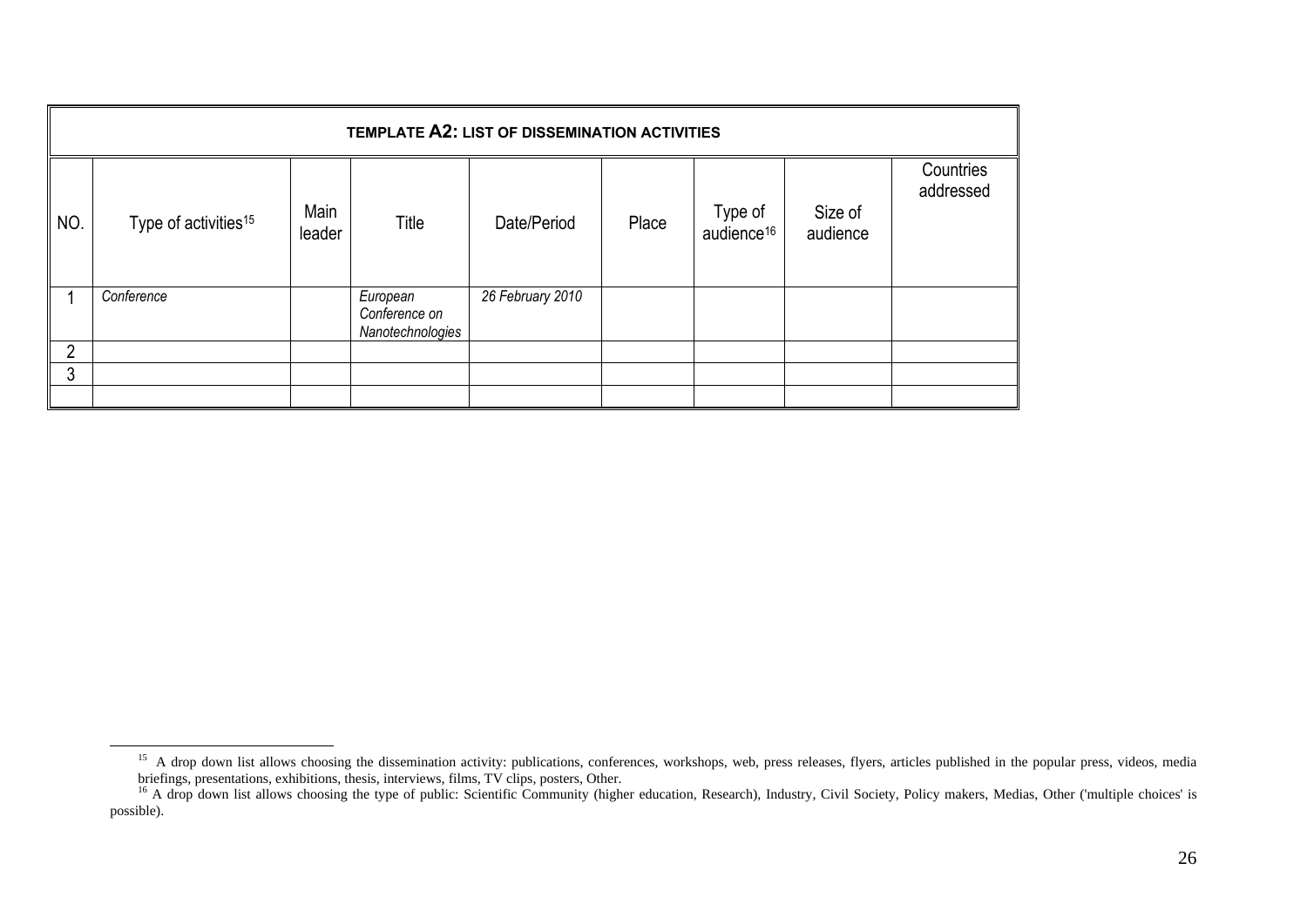| TEMPLATE A2: LIST OF DISSEMINATION ACTIVITIES | | | | | | | | |
|---|---|---|---|---|---|---|---|---|
| NO. | Type of activities[15] | Main leader | Title | Date/Period | Place | Type of audience[16] | Size of audience | Countries addressed |
| 1 | *Conference* | | *European Conference on Nanotechnologies* | *26 February 2010* | | | | |
| 2 | | | | | | | | |
| 3 | | | | | | | | |
| | | | | | | | | |

[15] A drop down list allows choosing the dissemination activity: publications, conferences, workshops, web, press releases, flyers, articles published in the popular press, videos, media briefings, presentations, exhibitions, thesis, interviews, films, TV clips, posters, Other.

[16] A drop down list allows choosing the type of public: Scientific Community (higher education, Research), Industry, Civil Society, Policy makers, Medias, Other ('multiple choices' is possible).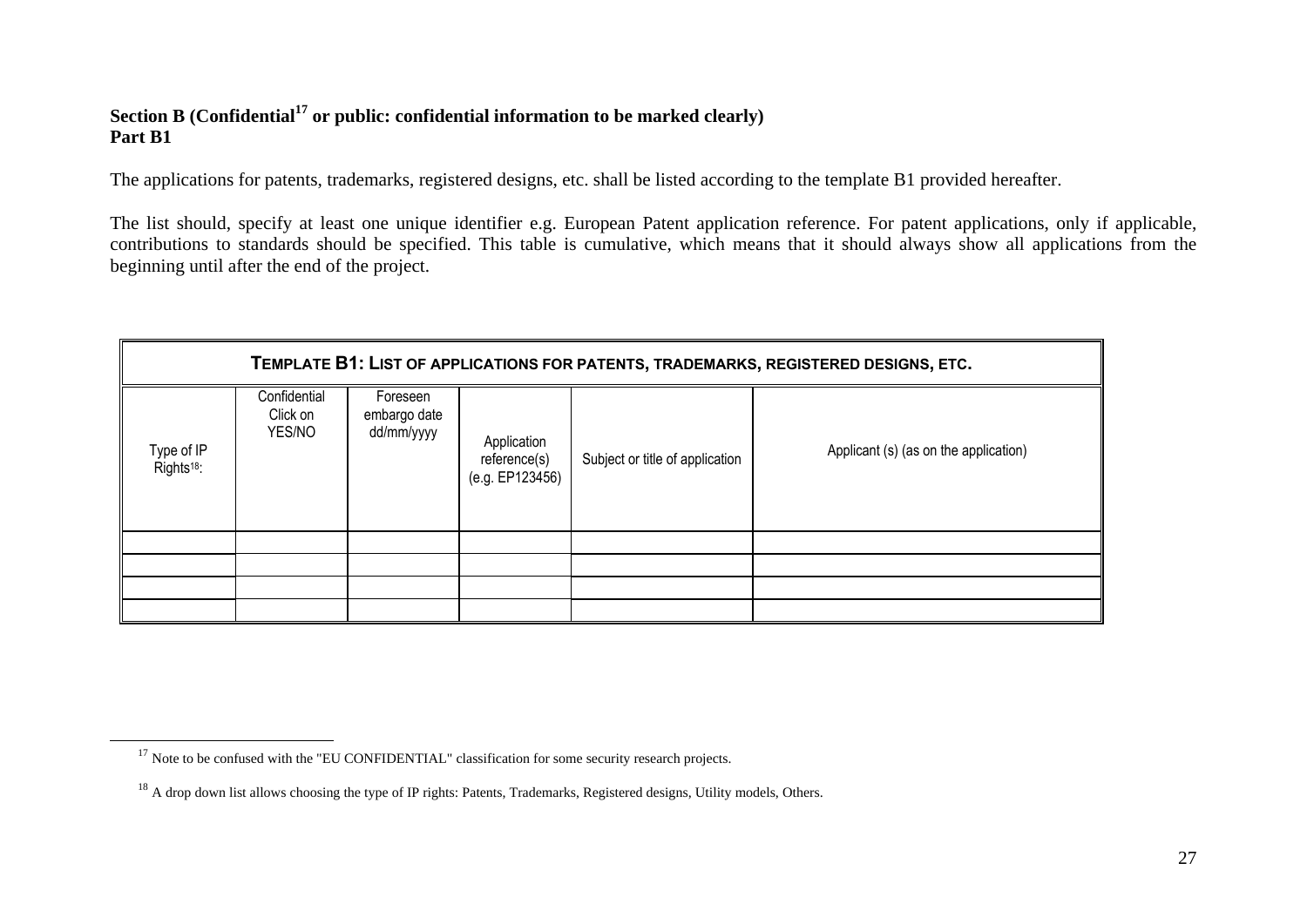**Section B (Confidential[17] or public: confidential information to be marked clearly)**
**Part B1**

The applications for patents, trademarks, registered designs, etc. shall be listed according to the template B1 provided hereafter.

The list should, specify at least one unique identifier e.g. European Patent application reference. For patent applications, only if applicable, contributions to standards should be specified. This table is cumulative, which means that it should always show all applications from the beginning until after the end of the project.

| TEMPLATE B1: LIST OF APPLICATIONS FOR PATENTS, TRADEMARKS, REGISTERED DESIGNS, ETC. | | | | | |
|---|---|---|---|---|---|
| Type of IP Rights[18]: | Confidential Click on YES/NO | Foreseen embargo date dd/mm/yyyy | Application reference(s) (e.g. EP123456) | Subject or title of application | Applicant (s) (as on the application) |
| | | | | | |
| | | | | | |
| | | | | | |
| | | | | | |

[17] Note to be confused with the "EU CONFIDENTIAL" classification for some security research projects.

[18] A drop down list allows choosing the type of IP rights: Patents, Trademarks, Registered designs, Utility models, Others.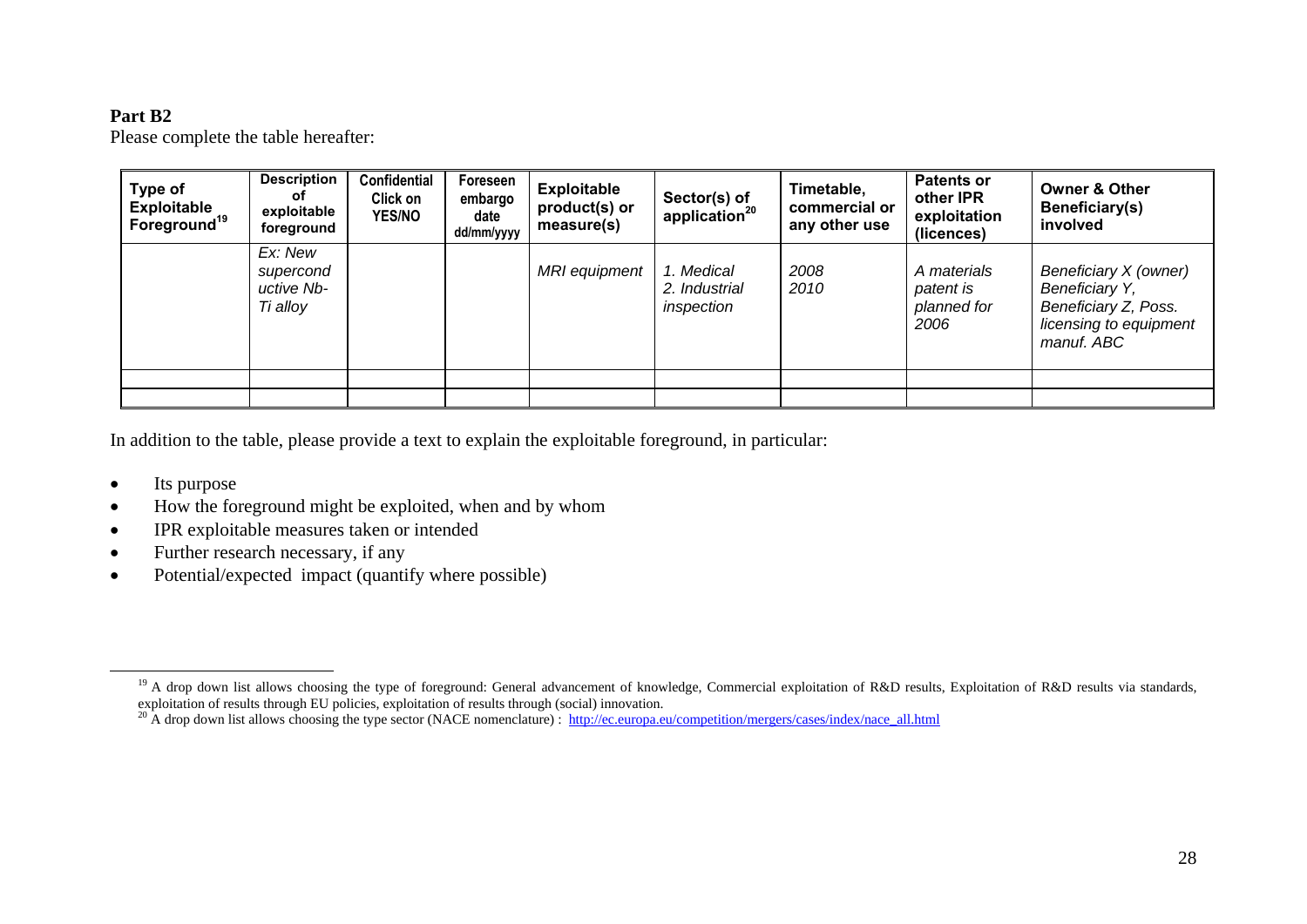**Part B2**

Please complete the table hereafter:

| Type of Exploitable Foreground[19] | Description of exploitable foreground | Confidential Click on YES/NO | Foreseen embargo date dd/mm/yyyy | Exploitable product(s) or measure(s) | Sector(s) of application[20] | Timetable, commercial or any other use | Patents or other IPR exploitation (licences) | Owner & Other Beneficiary(s) involved |
|---|---|---|---|---|---|---|---|---|
| | *Ex: New supercond uctive Nb-Ti alloy* | | | *MRI equipment* | *1. Medical 2. Industrial inspection* | *2008 2010* | *A materials patent is planned for 2006* | *Beneficiary X (owner) Beneficiary Y, Beneficiary Z, Poss. licensing to equipment manuf. ABC* |
| | | | | | | | | |
| | | | | | | | | |

In addition to the table, please provide a text to explain the exploitable foreground, in particular:

- Its purpose
- How the foreground might be exploited, when and by whom
- IPR exploitable measures taken or intended
- Further research necessary, if any
- Potential/expected impact (quantify where possible)

---

[19] A drop down list allows choosing the type of foreground: General advancement of knowledge, Commercial exploitation of R&D results, Exploitation of R&D results via standards, exploitation of results through EU policies, exploitation of results through (social) innovation.

[20] A drop down list allows choosing the type sector (NACE nomenclature) : http://ec.europa.eu/competition/mergers/cases/index/nace_all.html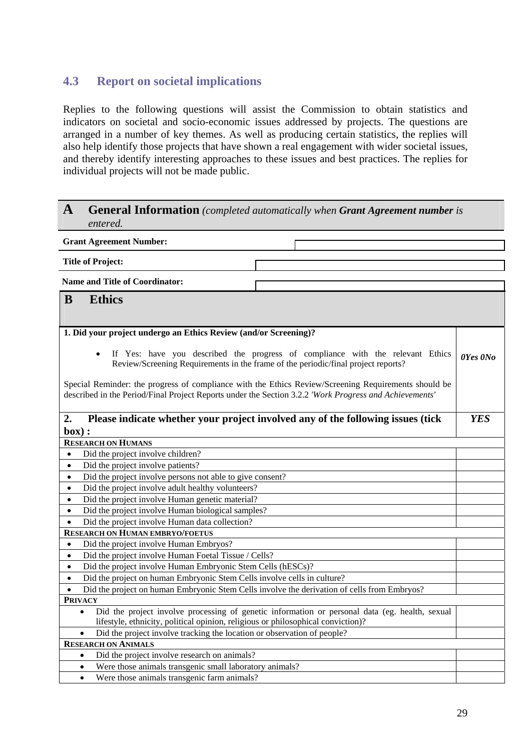## 4.3 Report on societal implications

Replies to the following questions will assist the Commission to obtain statistics and indicators on societal and socio-economic issues addressed by projects. The questions are arranged in a number of key themes. As well as producing certain statistics, the replies will also help identify those projects that have shown a real engagement with wider societal issues, and thereby identify interesting approaches to these issues and best practices. The replies for individual projects will not be made public.

| **A** **General Information** *(completed automatically when **Grant Agreement number** is entered.* | |
|---|---|
| **Grant Agreement Number:** | |
| **Title of Project:** | |
| **Name and Title of Coordinator:** | |

| **B** **Ethics** | |
|---|---|
| **1. Did your project undergo an Ethics Review (and/or Screening)?**<br><br>• If Yes: have you described the progress of compliance with the relevant Ethics Review/Screening Requirements in the frame of the periodic/final project reports?<br><br>Special Reminder: the progress of compliance with the Ethics Review/Screening Requirements should be described in the Period/Final Project Reports under the Section 3.2.2 *'Work Progress and Achievements'* | *0Yes 0No* |
| **2. Please indicate whether your project involved any of the following issues (tick box) :** | ***YES*** |
| **RESEARCH ON HUMANS** | |
| • Did the project involve children? | |
| • Did the project involve patients? | |
| • Did the project involve persons not able to give consent? | |
| • Did the project involve adult healthy volunteers? | |
| • Did the project involve Human genetic material? | |
| • Did the project involve Human biological samples? | |
| • Did the project involve Human data collection? | |
| **RESEARCH ON HUMAN EMBRYO/FOETUS** | |
| • Did the project involve Human Embryos? | |
| • Did the project involve Human Foetal Tissue / Cells? | |
| • Did the project involve Human Embryonic Stem Cells (hESCs)? | |
| • Did the project on human Embryonic Stem Cells involve cells in culture? | |
| • Did the project on human Embryonic Stem Cells involve the derivation of cells from Embryos? | |
| **PRIVACY** | |
| • Did the project involve processing of genetic information or personal data (eg. health, sexual lifestyle, ethnicity, political opinion, religious or philosophical conviction)? | |
| • Did the project involve tracking the location or observation of people? | |
| **RESEARCH ON ANIMALS** | |
| • Did the project involve research on animals? | |
| • Were those animals transgenic small laboratory animals? | |
| • Were those animals transgenic farm animals? | |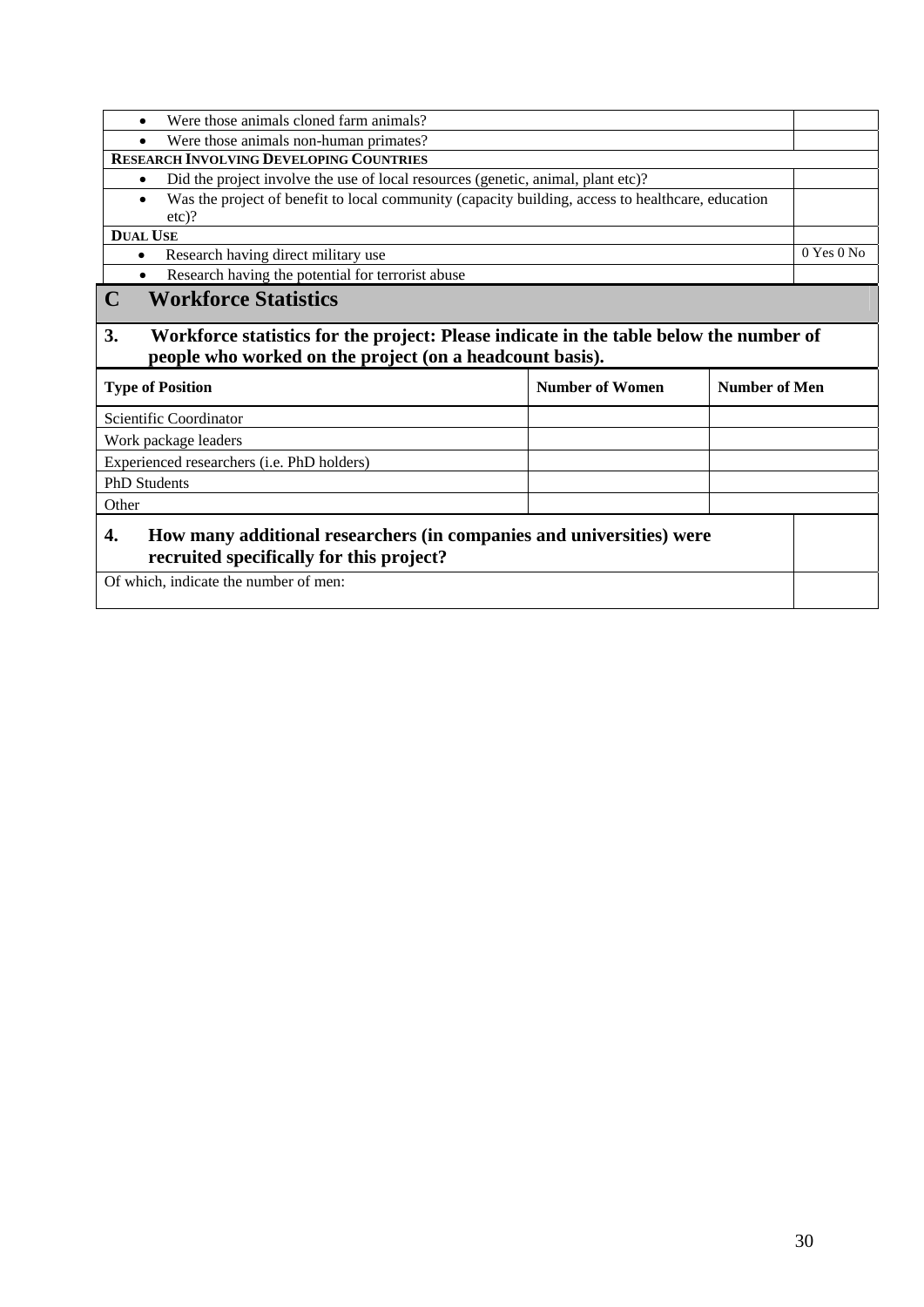| | |
|---|---|
| • Were those animals cloned farm animals? | |
| • Were those animals non-human primates? | |
| **RESEARCH INVOLVING DEVELOPING COUNTRIES** | |
| • Did the project involve the use of local resources (genetic, animal, plant etc)? | |
| • Was the project of benefit to local community (capacity building, access to healthcare, education etc)? | |
| **DUAL USE** | |
| • Research having direct military use | 0 Yes 0 No |
| • Research having the potential for terrorist abuse | |

## C Workforce Statistics

**3. Workforce statistics for the project: Please indicate in the table below the number of people who worked on the project (on a headcount basis).**

| Type of Position | Number of Women | Number of Men |
|---|---|---|
| Scientific Coordinator | | |
| Work package leaders | | |
| Experienced researchers (i.e. PhD holders) | | |
| PhD Students | | |
| Other | | |

| | |
|---|---|
| **4. How many additional researchers (in companies and universities) were recruited specifically for this project?** | |
| Of which, indicate the number of men: | |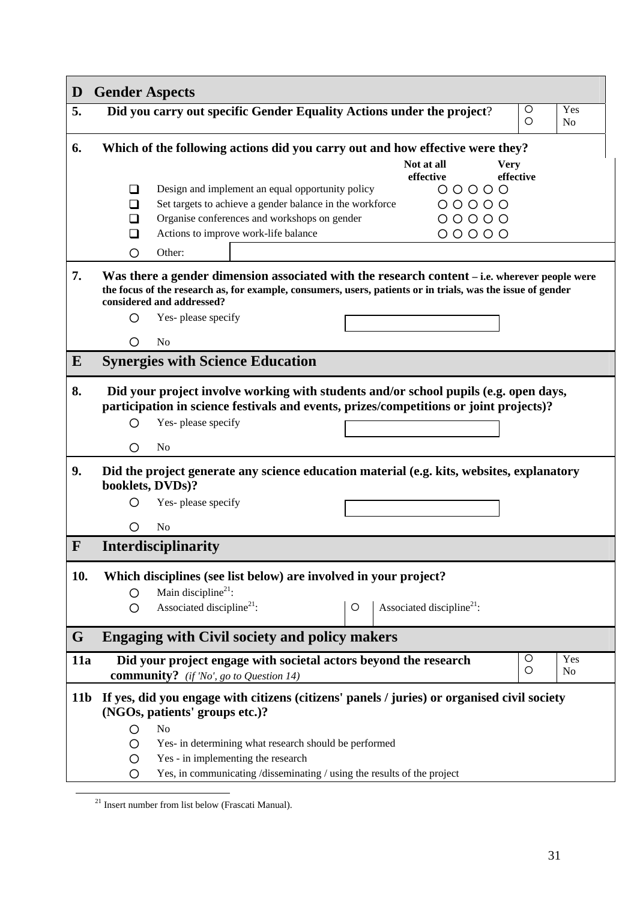## D Gender Aspects

**5. Did you carry out specific Gender Equality Actions under the project?**

○ Yes
○ No

**6. Which of the following actions did you carry out and how effective were they?**

| | Not at all effective | | | | Very effective |
|---|---|---|---|---|---|
| ❑ Design and implement an equal opportunity policy | ○ | ○ | ○ | ○ | ○ |
| ❑ Set targets to achieve a gender balance in the workforce | ○ | ○ | ○ | ○ | ○ |
| ❑ Organise conferences and workshops on gender | ○ | ○ | ○ | ○ | ○ |
| ❑ Actions to improve work-life balance | ○ | ○ | ○ | ○ | ○ |

○ Other:

**7. Was there a gender dimension associated with the research content – i.e. wherever people were the focus of the research as, for example, consumers, users, patients or in trials, was the issue of gender considered and addressed?**

○ Yes- please specify
○ No

## E Synergies with Science Education

**8. Did your project involve working with students and/or school pupils (e.g. open days, participation in science festivals and events, prizes/competitions or joint projects)?**

○ Yes- please specify
○ No

**9. Did the project generate any science education material (e.g. kits, websites, explanatory booklets, DVDs)?**

○ Yes- please specify
○ No

## F Interdisciplinarity

**10. Which disciplines (see list below) are involved in your project?**

○ Main discipline[21]:
○ Associated discipline[21]:
○ Associated discipline[21]:

## G Engaging with Civil society and policy makers

**11a Did your project engage with societal actors beyond the research community?** *(if 'No', go to Question 14)*

○ Yes
○ No

**11b If yes, did you engage with citizens (citizens' panels / juries) or organised civil society (NGOs, patients' groups etc.)?**

○ No
○ Yes- in determining what research should be performed
○ Yes - in implementing the research
○ Yes, in communicating /disseminating / using the results of the project

---

[21] Insert number from list below (Frascati Manual).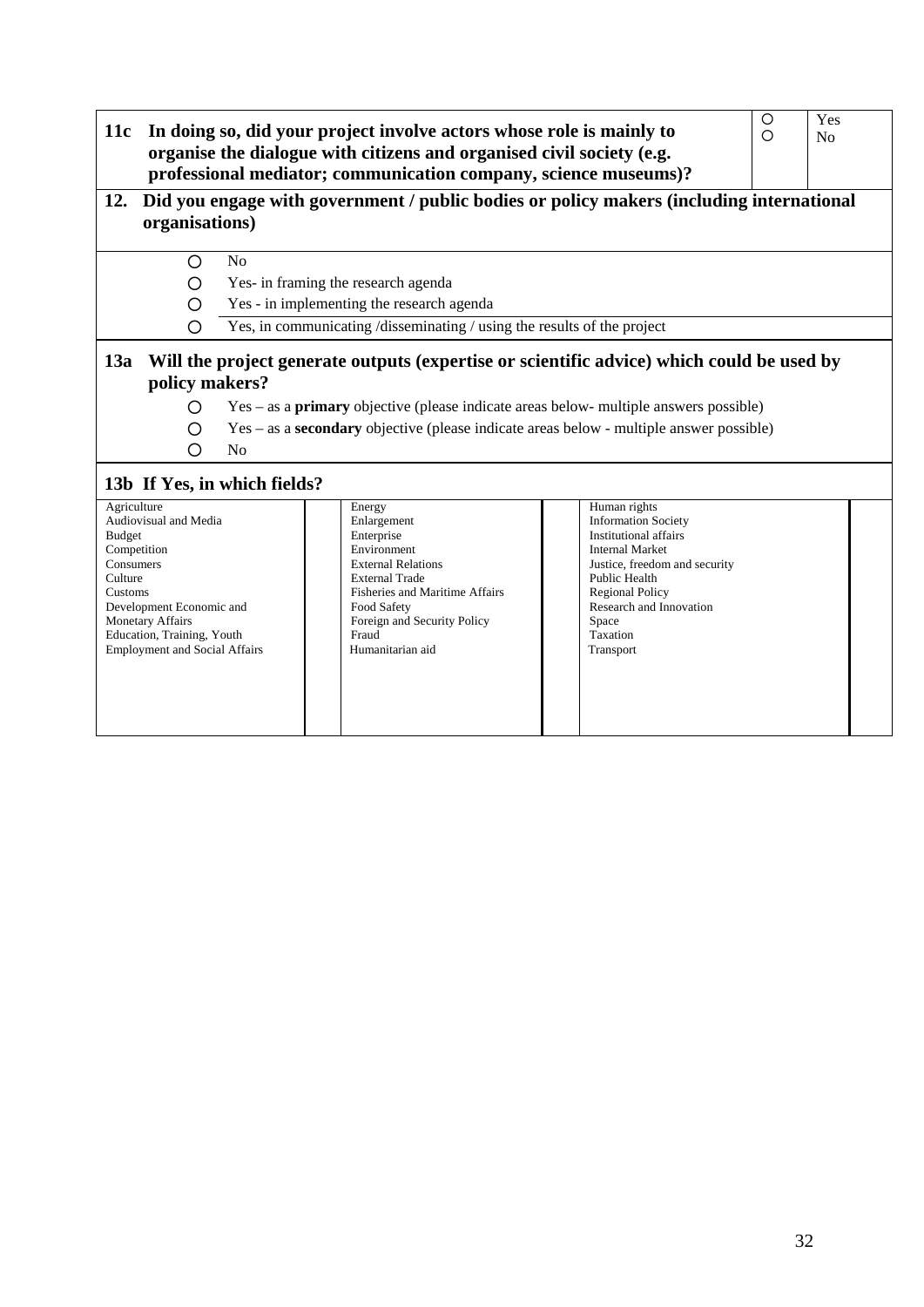**11c In doing so, did your project involve actors whose role is mainly to organise the dialogue with citizens and organised civil society (e.g. professional mediator; communication company, science museums)?**

- ○ Yes
- ○ No

**12. Did you engage with government / public bodies or policy makers (including international organisations)**

- ○ No
- ○ Yes- in framing the research agenda
- ○ Yes - in implementing the research agenda
- ○ Yes, in communicating /disseminating / using the results of the project

**13a Will the project generate outputs (expertise or scientific advice) which could be used by policy makers?**

- ○ Yes – as a **primary** objective (please indicate areas below- multiple answers possible)
- ○ Yes – as a **secondary** objective (please indicate areas below - multiple answer possible)
- ○ No

**13b If Yes, in which fields?**

| | | | | | |
|---|---|---|---|---|---|
| Agriculture<br>Audiovisual and Media<br>Budget<br>Competition<br>Consumers<br>Culture<br>Customs<br>Development Economic and Monetary Affairs<br>Education, Training, Youth<br>Employment and Social Affairs | | Energy<br>Enlargement<br>Enterprise<br>Environment<br>External Relations<br>External Trade<br>Fisheries and Maritime Affairs<br>Food Safety<br>Foreign and Security Policy<br>Fraud<br>Humanitarian aid | | Human rights<br>Information Society<br>Institutional affairs<br>Internal Market<br>Justice, freedom and security<br>Public Health<br>Regional Policy<br>Research and Innovation<br>Space<br>Taxation<br>Transport | |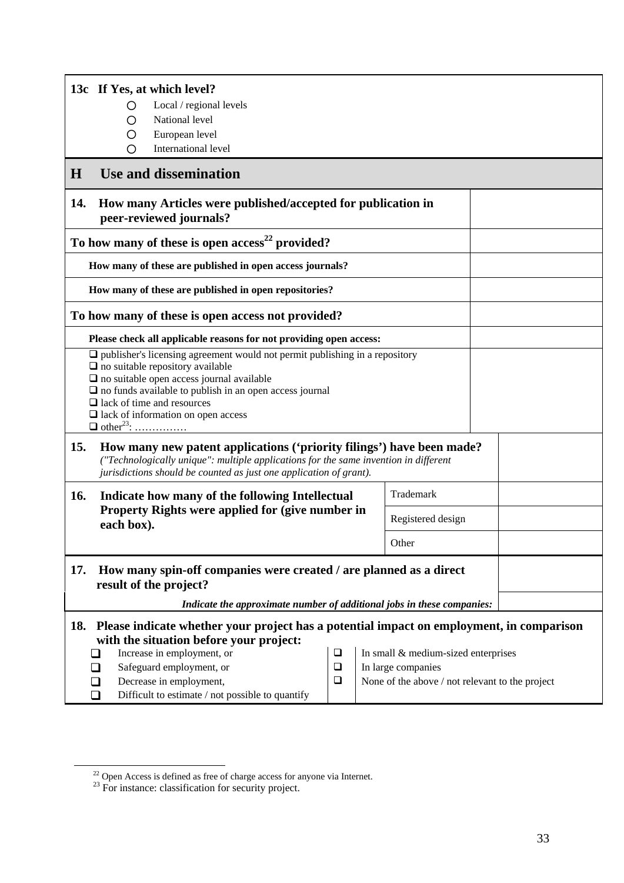**13c If Yes, at which level?**

- ○ Local / regional levels
- ○ National level
- ○ European level
- ○ International level

## H Use and dissemination

| | |
|---|---|
| **14. How many Articles were published/accepted for publication in peer-reviewed journals?** | |
| **To how many of these is open access[22] provided?** | |
| **How many of these are published in open access journals?** | |
| **How many of these are published in open repositories?** | |
| **To how many of these is open access not provided?** | |
| **Please check all applicable reasons for not providing open access:** | |
| ❑ publisher's licensing agreement would not permit publishing in a repository<br>❑ no suitable repository available<br>❑ no suitable open access journal available<br>❑ no funds available to publish in an open access journal<br>❑ lack of time and resources<br>❑ lack of information on open access<br>❑ other[23]: …………… | |

| | | |
|---|---|---|
| **15. How many new patent applications ('priority filings') have been made?**<br>*("Technologically unique": multiple applications for the same invention in different jurisdictions should be counted as just one application of grant).* | | |
| **16. Indicate how many of the following Intellectual Property Rights were applied for (give number in each box).** | Trademark | |
| | Registered design | |
| | Other | |

| | |
|---|---|
| **17. How many spin-off companies were created / are planned as a direct result of the project?** | |
| ***Indicate the approximate number of additional jobs in these companies:*** | |

**18. Please indicate whether your project has a potential impact on employment, in comparison with the situation before your project:**

| | |
|---|---|
| ❑ Increase in employment, or | ❑ In small & medium-sized enterprises |
| ❑ Safeguard employment, or | ❑ In large companies |
| ❑ Decrease in employment, | ❑ None of the above / not relevant to the project |
| ❑ Difficult to estimate / not possible to quantify | |

---

[22] Open Access is defined as free of charge access for anyone via Internet.

[23] For instance: classification for security project.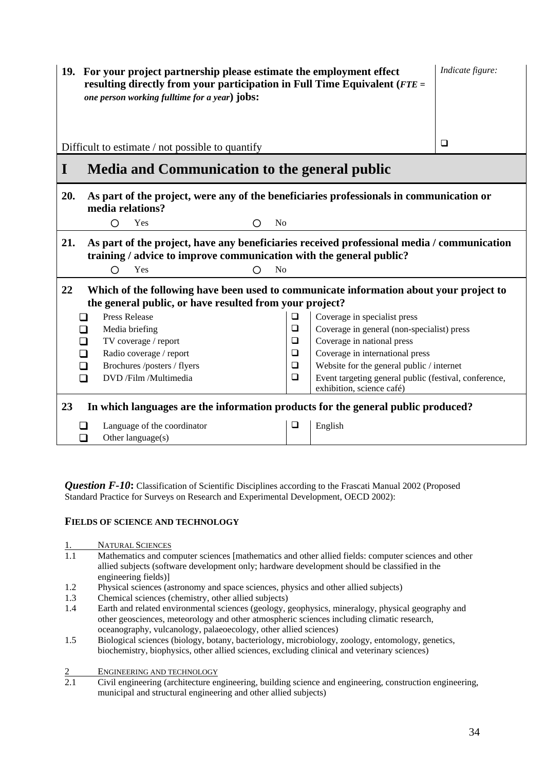**19. For your project partnership please estimate the employment effect resulting directly from your participation in Full Time Equivalent (*FTE = one person working fulltime for a year*) jobs:**

*Indicate figure:*

Difficult to estimate / not possible to quantify ☐

## I Media and Communication to the general public

**20. As part of the project, were any of the beneficiaries professionals in communication or media relations?**

○ Yes ○ No

**21. As part of the project, have any beneficiaries received professional media / communication training / advice to improve communication with the general public?**

○ Yes ○ No

**22 Which of the following have been used to communicate information about your project to the general public, or have resulted from your project?**

| | | | |
|---|---|---|---|
| ☐ | Press Release | ☐ | Coverage in specialist press |
| ☐ | Media briefing | ☐ | Coverage in general (non-specialist) press |
| ☐ | TV coverage / report | ☐ | Coverage in national press |
| ☐ | Radio coverage / report | ☐ | Coverage in international press |
| ☐ | Brochures /posters / flyers | ☐ | Website for the general public / internet |
| ☐ | DVD /Film /Multimedia | ☐ | Event targeting general public (festival, conference, exhibition, science café) |

**23 In which languages are the information products for the general public produced?**

| | | | |
|---|---|---|---|
| ☐ | Language of the coordinator | ☐ | English |
| ☐ | Other language(s) | | |

***Question F-10*:** Classification of Scientific Disciplines according to the Frascati Manual 2002 (Proposed Standard Practice for Surveys on Research and Experimental Development, OECD 2002):

**FIELDS OF SCIENCE AND TECHNOLOGY**

1. NATURAL SCIENCES

1.1 Mathematics and computer sciences [mathematics and other allied fields: computer sciences and other allied subjects (software development only; hardware development should be classified in the engineering fields)]

1.2 Physical sciences (astronomy and space sciences, physics and other allied subjects)

1.3 Chemical sciences (chemistry, other allied subjects)

1.4 Earth and related environmental sciences (geology, geophysics, mineralogy, physical geography and other geosciences, meteorology and other atmospheric sciences including climatic research, oceanography, vulcanology, palaeoecology, other allied sciences)

1.5 Biological sciences (biology, botany, bacteriology, microbiology, zoology, entomology, genetics, biochemistry, biophysics, other allied sciences, excluding clinical and veterinary sciences)

2 ENGINEERING AND TECHNOLOGY

2.1 Civil engineering (architecture engineering, building science and engineering, construction engineering, municipal and structural engineering and other allied subjects)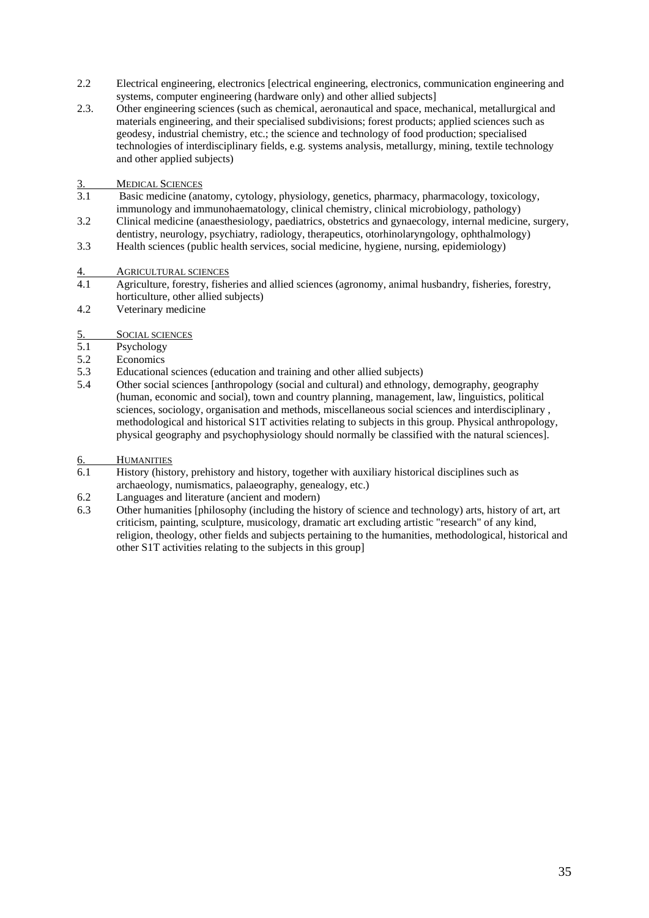2.2 Electrical engineering, electronics [electrical engineering, electronics, communication engineering and systems, computer engineering (hardware only) and other allied subjects]

2.3. Other engineering sciences (such as chemical, aeronautical and space, mechanical, metallurgical and materials engineering, and their specialised subdivisions; forest products; applied sciences such as geodesy, industrial chemistry, etc.; the science and technology of food production; specialised technologies of interdisciplinary fields, e.g. systems analysis, metallurgy, mining, textile technology and other applied subjects)

3. MEDICAL SCIENCES

3.1 Basic medicine (anatomy, cytology, physiology, genetics, pharmacy, pharmacology, toxicology, immunology and immunohaematology, clinical chemistry, clinical microbiology, pathology)

3.2 Clinical medicine (anaesthesiology, paediatrics, obstetrics and gynaecology, internal medicine, surgery, dentistry, neurology, psychiatry, radiology, therapeutics, otorhinolaryngology, ophthalmology)

3.3 Health sciences (public health services, social medicine, hygiene, nursing, epidemiology)

4. AGRICULTURAL SCIENCES

4.1 Agriculture, forestry, fisheries and allied sciences (agronomy, animal husbandry, fisheries, forestry, horticulture, other allied subjects)

4.2 Veterinary medicine

5. SOCIAL SCIENCES

5.1 Psychology

5.2 Economics

5.3 Educational sciences (education and training and other allied subjects)

5.4 Other social sciences [anthropology (social and cultural) and ethnology, demography, geography (human, economic and social), town and country planning, management, law, linguistics, political sciences, sociology, organisation and methods, miscellaneous social sciences and interdisciplinary , methodological and historical S1T activities relating to subjects in this group. Physical anthropology, physical geography and psychophysiology should normally be classified with the natural sciences].

6. HUMANITIES

6.1 History (history, prehistory and history, together with auxiliary historical disciplines such as archaeology, numismatics, palaeography, genealogy, etc.)

6.2 Languages and literature (ancient and modern)

6.3 Other humanities [philosophy (including the history of science and technology) arts, history of art, art criticism, painting, sculpture, musicology, dramatic art excluding artistic "research" of any kind, religion, theology, other fields and subjects pertaining to the humanities, methodological, historical and other S1T activities relating to the subjects in this group]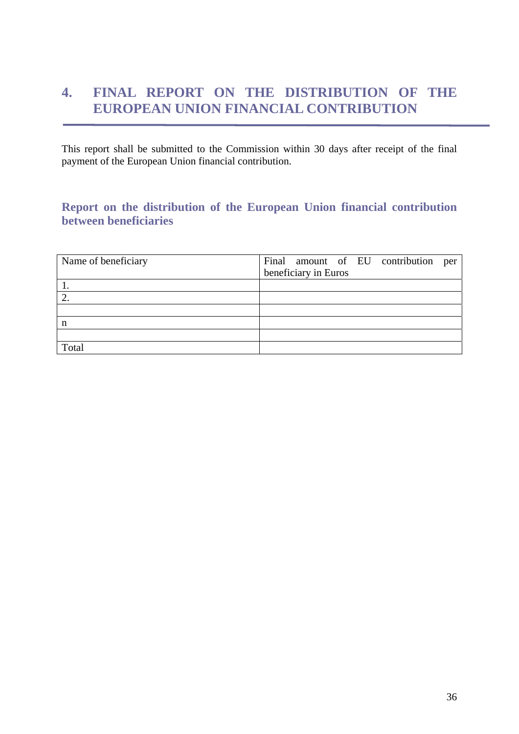# 4. FINAL REPORT ON THE DISTRIBUTION OF THE EUROPEAN UNION FINANCIAL CONTRIBUTION

This report shall be submitted to the Commission within 30 days after receipt of the final payment of the European Union financial contribution.

## Report on the distribution of the European Union financial contribution between beneficiaries

| Name of beneficiary | Final amount of EU contribution per beneficiary in Euros |
|---|---|
| 1. | |
| 2. | |
| | |
| n | |
| | |
| Total | |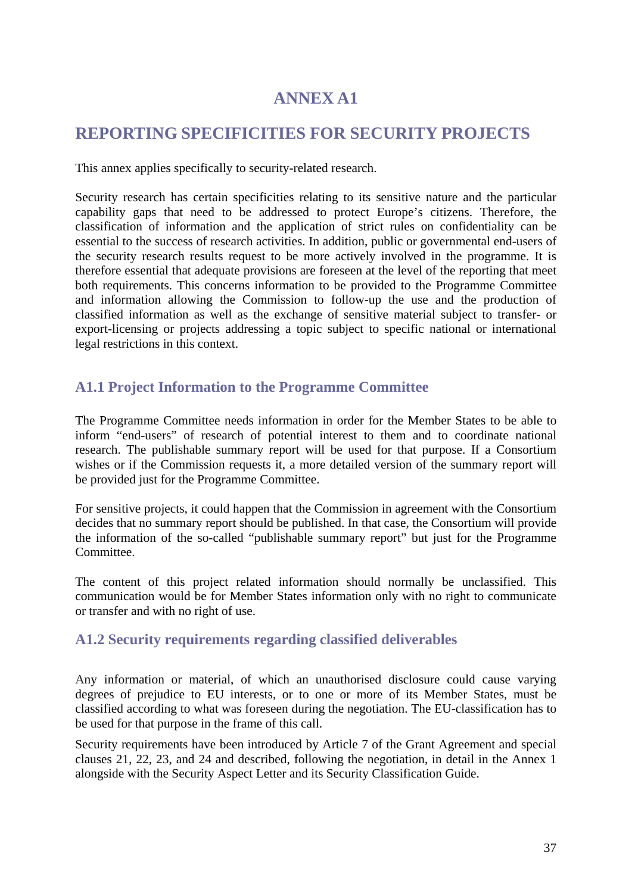# ANNEX A1

# REPORTING SPECIFICITIES FOR SECURITY PROJECTS

This annex applies specifically to security-related research.

Security research has certain specificities relating to its sensitive nature and the particular capability gaps that need to be addressed to protect Europe's citizens. Therefore, the classification of information and the application of strict rules on confidentiality can be essential to the success of research activities. In addition, public or governmental end-users of the security research results request to be more actively involved in the programme. It is therefore essential that adequate provisions are foreseen at the level of the reporting that meet both requirements. This concerns information to be provided to the Programme Committee and information allowing the Commission to follow-up the use and the production of classified information as well as the exchange of sensitive material subject to transfer- or export-licensing or projects addressing a topic subject to specific national or international legal restrictions in this context.

## A1.1 Project Information to the Programme Committee

The Programme Committee needs information in order for the Member States to be able to inform "end-users" of research of potential interest to them and to coordinate national research. The publishable summary report will be used for that purpose. If a Consortium wishes or if the Commission requests it, a more detailed version of the summary report will be provided just for the Programme Committee.

For sensitive projects, it could happen that the Commission in agreement with the Consortium decides that no summary report should be published. In that case, the Consortium will provide the information of the so-called "publishable summary report" but just for the Programme Committee.

The content of this project related information should normally be unclassified. This communication would be for Member States information only with no right to communicate or transfer and with no right of use.

## A1.2 Security requirements regarding classified deliverables

Any information or material, of which an unauthorised disclosure could cause varying degrees of prejudice to EU interests, or to one or more of its Member States, must be classified according to what was foreseen during the negotiation. The EU-classification has to be used for that purpose in the frame of this call.

Security requirements have been introduced by Article 7 of the Grant Agreement and special clauses 21, 22, 23, and 24 and described, following the negotiation, in detail in the Annex 1 alongside with the Security Aspect Letter and its Security Classification Guide.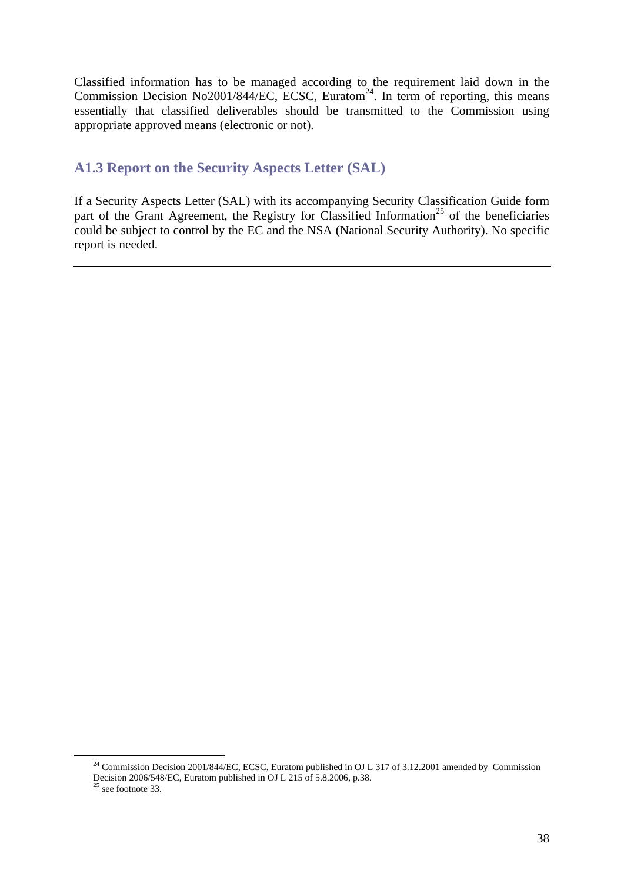Classified information has to be managed according to the requirement laid down in the Commission Decision No2001/844/EC, ECSC, Euratom[24]. In term of reporting, this means essentially that classified deliverables should be transmitted to the Commission using appropriate approved means (electronic or not).

### A1.3 Report on the Security Aspects Letter (SAL)

If a Security Aspects Letter (SAL) with its accompanying Security Classification Guide form part of the Grant Agreement, the Registry for Classified Information[25] of the beneficiaries could be subject to control by the EC and the NSA (National Security Authority). No specific report is needed.

---

[24] Commission Decision 2001/844/EC, ECSC, Euratom published in OJ L 317 of 3.12.2001 amended by Commission Decision 2006/548/EC, Euratom published in OJ L 215 of 5.8.2006, p.38.

[25] see footnote 33.